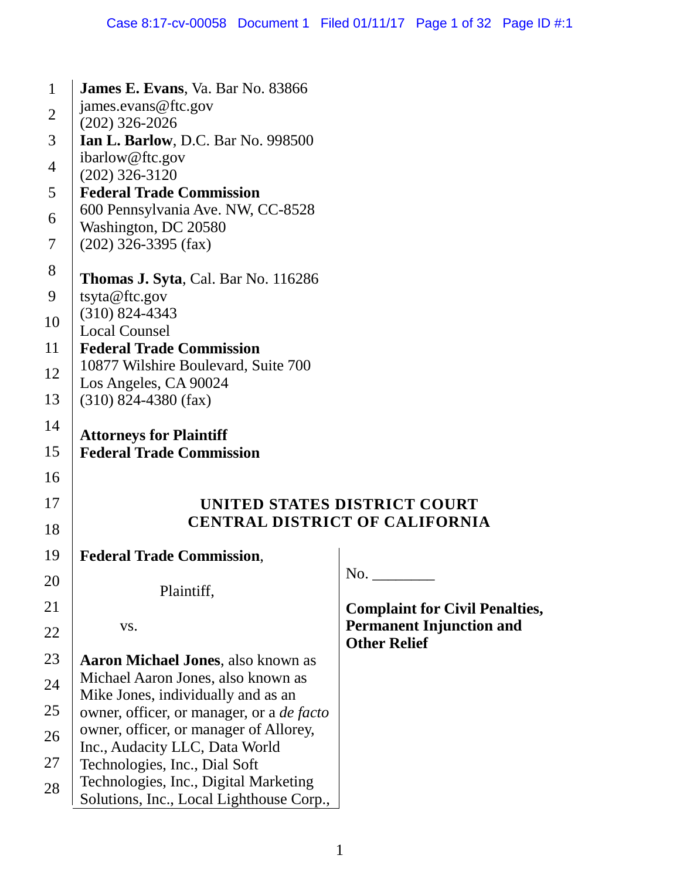**James E. Evans**, Va. Bar No. 83866
james.evans@ftc.gov
(202) 326-2026
**Ian L. Barlow**, D.C. Bar No. 998500
ibarlow@ftc.gov
(202) 326-3120
**Federal Trade Commission**
600 Pennsylvania Ave. NW, CC-8528
Washington, DC 20580
(202) 326-3395 (fax)

**Thomas J. Syta**, Cal. Bar No. 116286
tsyta@ftc.gov
(310) 824-4343
Local Counsel
**Federal Trade Commission**
10877 Wilshire Boulevard, Suite 700
Los Angeles, CA 90024
(310) 824-4380 (fax)

**Attorneys for Plaintiff**
**Federal Trade Commission**

**UNITED STATES DISTRICT COURT**
**CENTRAL DISTRICT OF CALIFORNIA**

**Federal Trade Commission**,

Plaintiff,

vs.

**Aaron Michael Jones**, also known as Michael Aaron Jones, also known as Mike Jones, individually and as an owner, officer, or manager, or a *de facto* owner, officer, or manager of Allorey, Inc., Audacity LLC, Data World Technologies, Inc., Dial Soft Technologies, Inc., Digital Marketing Solutions, Inc., Local Lighthouse Corp.,

No. ________

**Complaint for Civil Penalties, Permanent Injunction and Other Relief**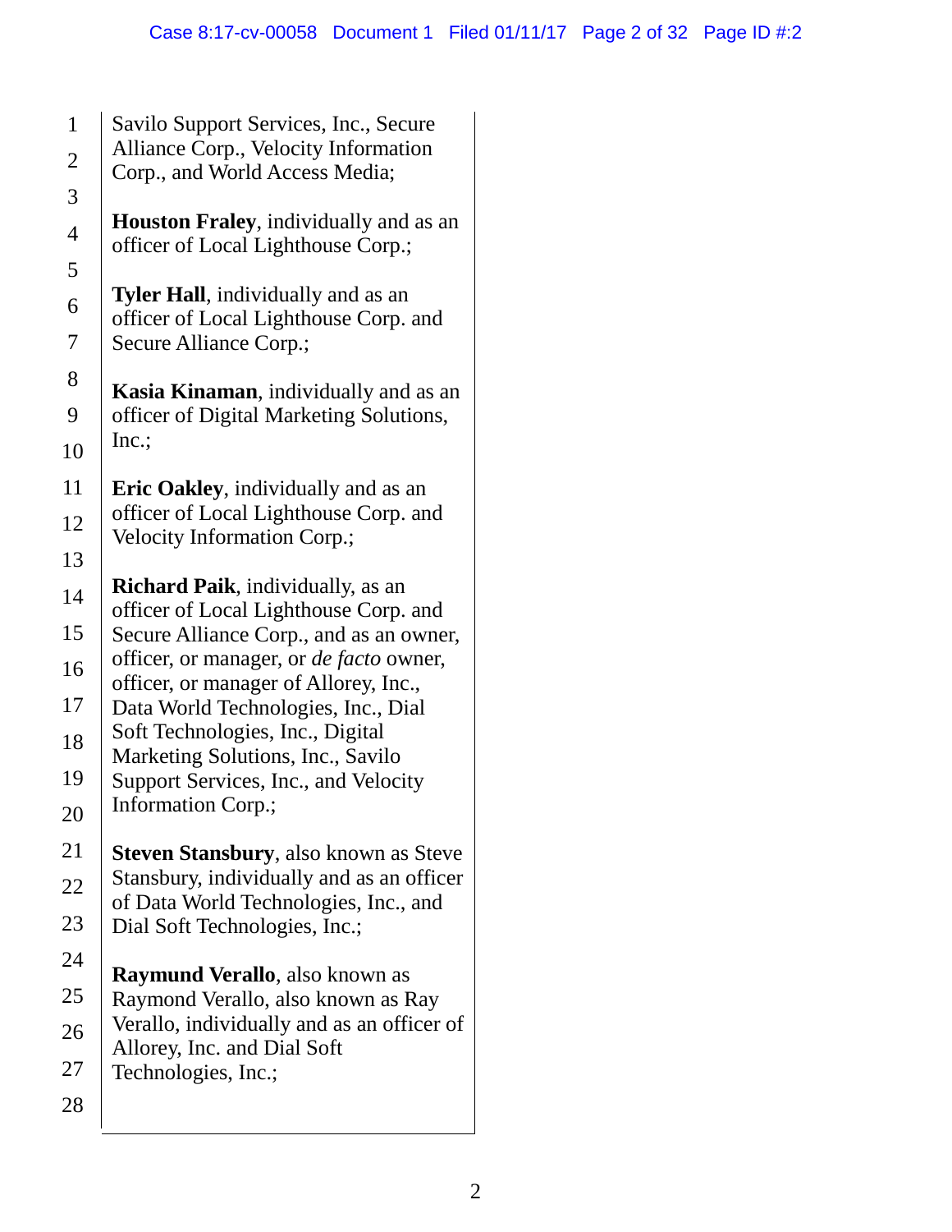Savilo Support Services, Inc., Secure Alliance Corp., Velocity Information Corp., and World Access Media;

**Houston Fraley**, individually and as an officer of Local Lighthouse Corp.;

**Tyler Hall**, individually and as an officer of Local Lighthouse Corp. and Secure Alliance Corp.;

**Kasia Kinaman**, individually and as an officer of Digital Marketing Solutions, Inc.;

**Eric Oakley**, individually and as an officer of Local Lighthouse Corp. and Velocity Information Corp.;

**Richard Paik**, individually, as an officer of Local Lighthouse Corp. and Secure Alliance Corp., and as an owner, officer, or manager, or *de facto* owner, officer, or manager of Allorey, Inc., Data World Technologies, Inc., Dial Soft Technologies, Inc., Digital Marketing Solutions, Inc., Savilo Support Services, Inc., and Velocity Information Corp.;

**Steven Stansbury**, also known as Steve Stansbury, individually and as an officer of Data World Technologies, Inc., and Dial Soft Technologies, Inc.;

**Raymund Verallo**, also known as Raymond Verallo, also known as Ray Verallo, individually and as an officer of Allorey, Inc. and Dial Soft Technologies, Inc.;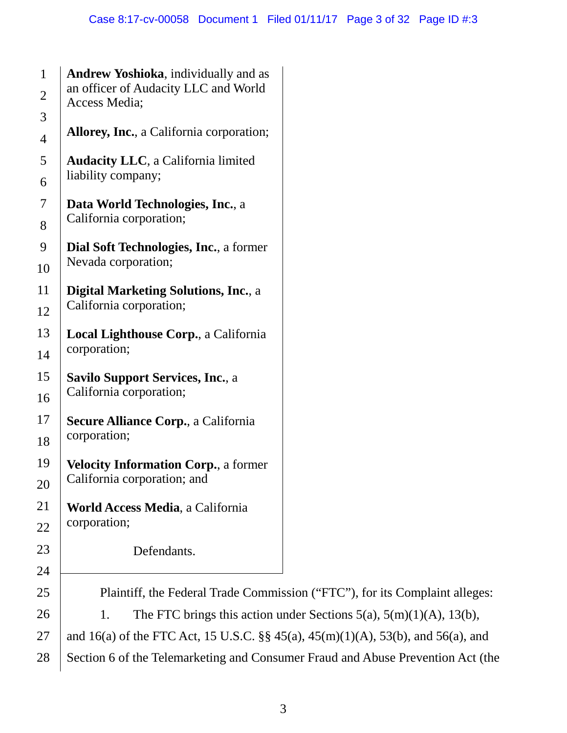**Andrew Yoshioka**, individually and as an officer of Audacity LLC and World Access Media;

**Allorey, Inc.**, a California corporation;

**Audacity LLC**, a California limited liability company;

**Data World Technologies, Inc.**, a California corporation;

**Dial Soft Technologies, Inc.**, a former Nevada corporation;

**Digital Marketing Solutions, Inc.**, a California corporation;

**Local Lighthouse Corp.**, a California corporation;

**Savilo Support Services, Inc.**, a California corporation;

**Secure Alliance Corp.**, a California corporation;

**Velocity Information Corp.**, a former California corporation; and

**World Access Media**, a California corporation;

Defendants.

Plaintiff, the Federal Trade Commission ("FTC"), for its Complaint alleges:

1. The FTC brings this action under Sections 5(a), 5(m)(1)(A), 13(b), and 16(a) of the FTC Act, 15 U.S.C. §§ 45(a), 45(m)(1)(A), 53(b), and 56(a), and Section 6 of the Telemarketing and Consumer Fraud and Abuse Prevention Act (the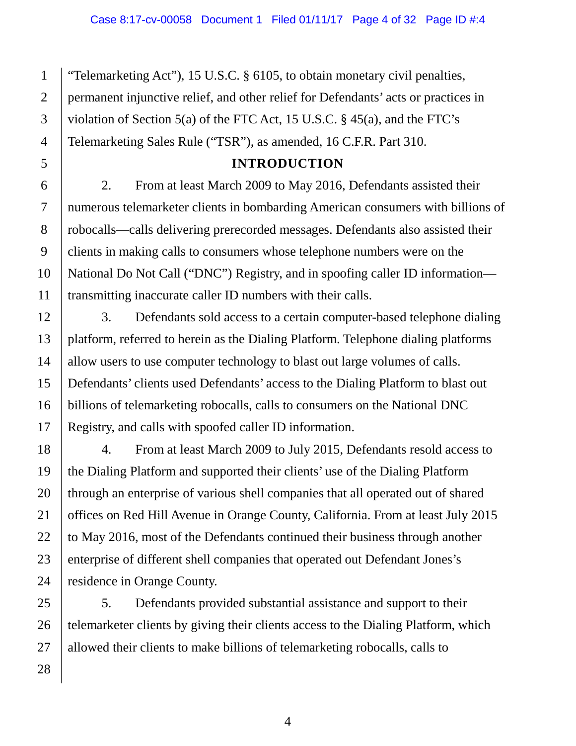"Telemarketing Act"), 15 U.S.C. § 6105, to obtain monetary civil penalties, permanent injunctive relief, and other relief for Defendants' acts or practices in violation of Section 5(a) of the FTC Act, 15 U.S.C. § 45(a), and the FTC's Telemarketing Sales Rule ("TSR"), as amended, 16 C.F.R. Part 310.

## INTRODUCTION

2. From at least March 2009 to May 2016, Defendants assisted their numerous telemarketer clients in bombarding American consumers with billions of robocalls—calls delivering prerecorded messages. Defendants also assisted their clients in making calls to consumers whose telephone numbers were on the National Do Not Call ("DNC") Registry, and in spoofing caller ID information—transmitting inaccurate caller ID numbers with their calls.

3. Defendants sold access to a certain computer-based telephone dialing platform, referred to herein as the Dialing Platform. Telephone dialing platforms allow users to use computer technology to blast out large volumes of calls. Defendants' clients used Defendants' access to the Dialing Platform to blast out billions of telemarketing robocalls, calls to consumers on the National DNC Registry, and calls with spoofed caller ID information.

4. From at least March 2009 to July 2015, Defendants resold access to the Dialing Platform and supported their clients' use of the Dialing Platform through an enterprise of various shell companies that all operated out of shared offices on Red Hill Avenue in Orange County, California. From at least July 2015 to May 2016, most of the Defendants continued their business through another enterprise of different shell companies that operated out Defendant Jones's residence in Orange County.

5. Defendants provided substantial assistance and support to their telemarketer clients by giving their clients access to the Dialing Platform, which allowed their clients to make billions of telemarketing robocalls, calls to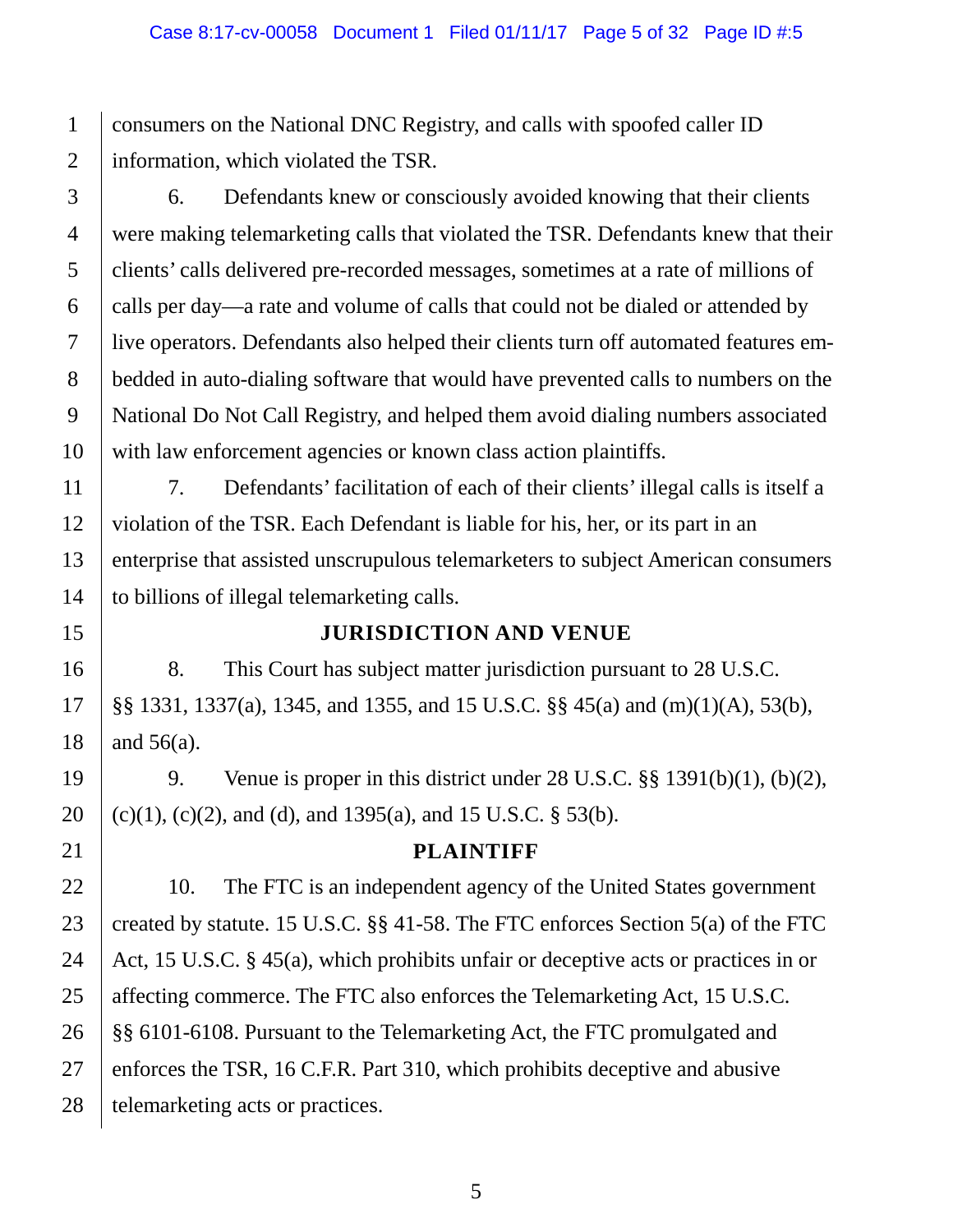consumers on the National DNC Registry, and calls with spoofed caller ID information, which violated the TSR.

6. Defendants knew or consciously avoided knowing that their clients were making telemarketing calls that violated the TSR. Defendants knew that their clients' calls delivered pre-recorded messages, sometimes at a rate of millions of calls per day—a rate and volume of calls that could not be dialed or attended by live operators. Defendants also helped their clients turn off automated features embedded in auto-dialing software that would have prevented calls to numbers on the National Do Not Call Registry, and helped them avoid dialing numbers associated with law enforcement agencies or known class action plaintiffs.

7. Defendants' facilitation of each of their clients' illegal calls is itself a violation of the TSR. Each Defendant is liable for his, her, or its part in an enterprise that assisted unscrupulous telemarketers to subject American consumers to billions of illegal telemarketing calls.

## JURISDICTION AND VENUE

8. This Court has subject matter jurisdiction pursuant to 28 U.S.C. §§ 1331, 1337(a), 1345, and 1355, and 15 U.S.C. §§ 45(a) and (m)(1)(A), 53(b), and 56(a).

9. Venue is proper in this district under 28 U.S.C. §§ 1391(b)(1), (b)(2), (c)(1), (c)(2), and (d), and 1395(a), and 15 U.S.C. § 53(b).

## PLAINTIFF

10. The FTC is an independent agency of the United States government created by statute. 15 U.S.C. §§ 41-58. The FTC enforces Section 5(a) of the FTC Act, 15 U.S.C. § 45(a), which prohibits unfair or deceptive acts or practices in or affecting commerce. The FTC also enforces the Telemarketing Act, 15 U.S.C. §§ 6101-6108. Pursuant to the Telemarketing Act, the FTC promulgated and enforces the TSR, 16 C.F.R. Part 310, which prohibits deceptive and abusive telemarketing acts or practices.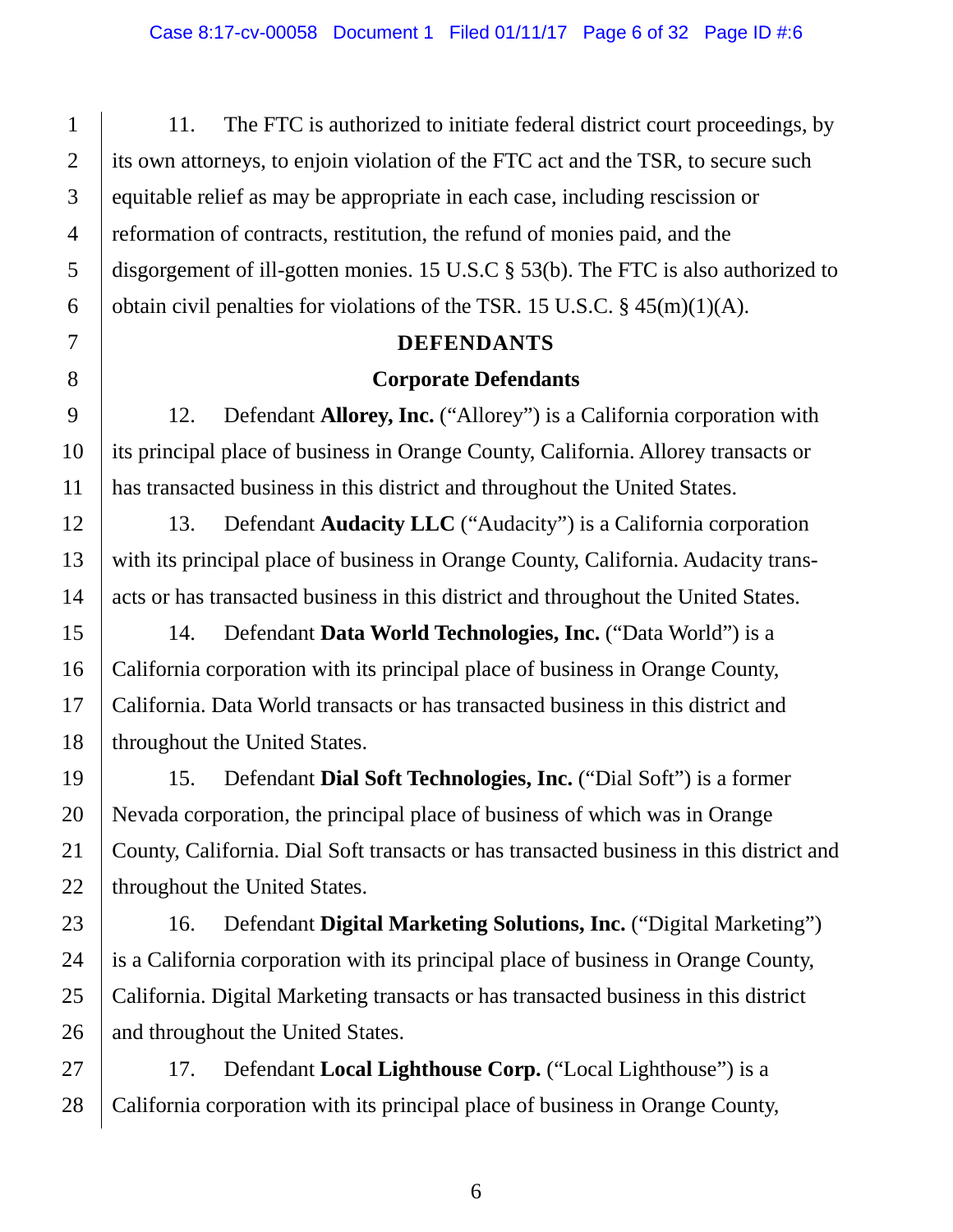11. The FTC is authorized to initiate federal district court proceedings, by its own attorneys, to enjoin violation of the FTC act and the TSR, to secure such equitable relief as may be appropriate in each case, including rescission or reformation of contracts, restitution, the refund of monies paid, and the disgorgement of ill-gotten monies. 15 U.S.C § 53(b). The FTC is also authorized to obtain civil penalties for violations of the TSR. 15 U.S.C. § 45(m)(1)(A).

## DEFENDANTS

### Corporate Defendants

12. Defendant **Allorey, Inc.** ("Allorey") is a California corporation with its principal place of business in Orange County, California. Allorey transacts or has transacted business in this district and throughout the United States.

13. Defendant **Audacity LLC** ("Audacity") is a California corporation with its principal place of business in Orange County, California. Audacity transacts or has transacted business in this district and throughout the United States.

14. Defendant **Data World Technologies, Inc.** ("Data World") is a California corporation with its principal place of business in Orange County, California. Data World transacts or has transacted business in this district and throughout the United States.

15. Defendant **Dial Soft Technologies, Inc.** ("Dial Soft") is a former Nevada corporation, the principal place of business of which was in Orange County, California. Dial Soft transacts or has transacted business in this district and throughout the United States.

16. Defendant **Digital Marketing Solutions, Inc.** ("Digital Marketing") is a California corporation with its principal place of business in Orange County, California. Digital Marketing transacts or has transacted business in this district and throughout the United States.

17. Defendant **Local Lighthouse Corp.** ("Local Lighthouse") is a California corporation with its principal place of business in Orange County,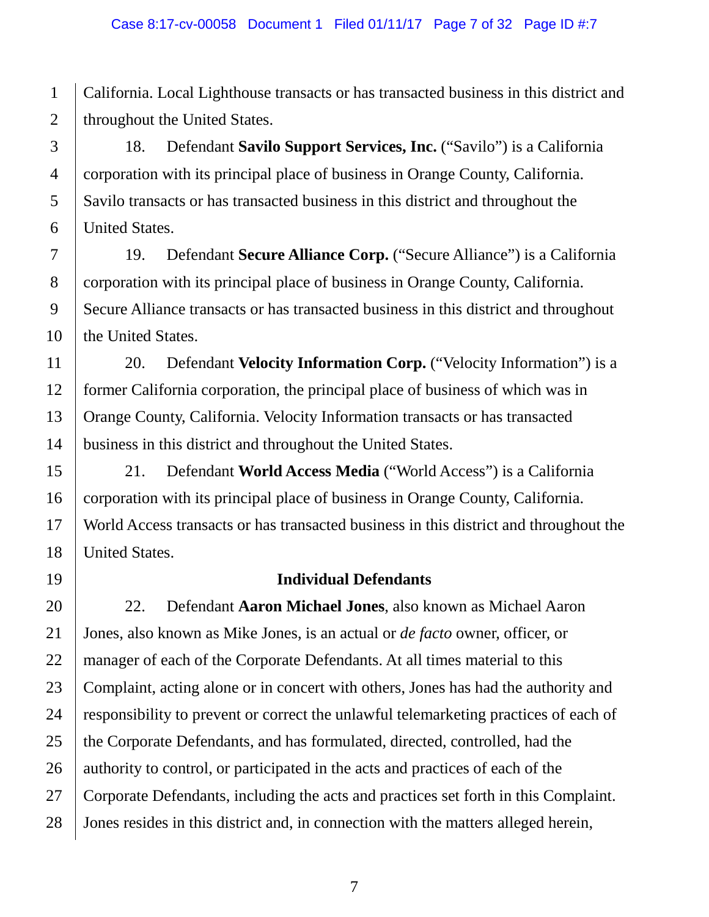California. Local Lighthouse transacts or has transacted business in this district and throughout the United States.

18. Defendant **Savilo Support Services, Inc.** ("Savilo") is a California corporation with its principal place of business in Orange County, California. Savilo transacts or has transacted business in this district and throughout the United States.

19. Defendant **Secure Alliance Corp.** ("Secure Alliance") is a California corporation with its principal place of business in Orange County, California. Secure Alliance transacts or has transacted business in this district and throughout the United States.

20. Defendant **Velocity Information Corp.** ("Velocity Information") is a former California corporation, the principal place of business of which was in Orange County, California. Velocity Information transacts or has transacted business in this district and throughout the United States.

21. Defendant **World Access Media** ("World Access") is a California corporation with its principal place of business in Orange County, California. World Access transacts or has transacted business in this district and throughout the United States.

### Individual Defendants

22. Defendant **Aaron Michael Jones**, also known as Michael Aaron Jones, also known as Mike Jones, is an actual or *de facto* owner, officer, or manager of each of the Corporate Defendants. At all times material to this Complaint, acting alone or in concert with others, Jones has had the authority and responsibility to prevent or correct the unlawful telemarketing practices of each of the Corporate Defendants, and has formulated, directed, controlled, had the authority to control, or participated in the acts and practices of each of the Corporate Defendants, including the acts and practices set forth in this Complaint. Jones resides in this district and, in connection with the matters alleged herein,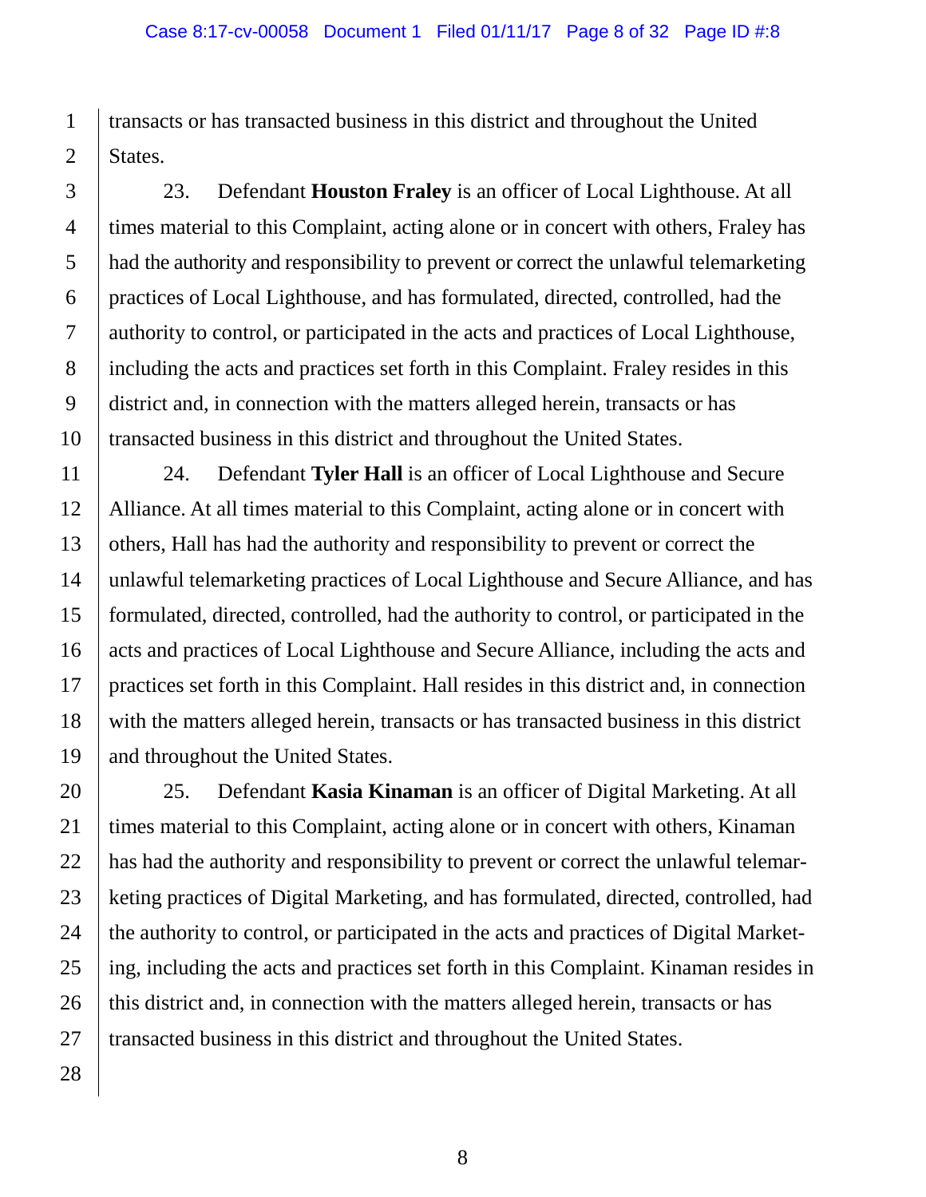transacts or has transacted business in this district and throughout the United States.

23. Defendant **Houston Fraley** is an officer of Local Lighthouse. At all times material to this Complaint, acting alone or in concert with others, Fraley has had the authority and responsibility to prevent or correct the unlawful telemarketing practices of Local Lighthouse, and has formulated, directed, controlled, had the authority to control, or participated in the acts and practices of Local Lighthouse, including the acts and practices set forth in this Complaint. Fraley resides in this district and, in connection with the matters alleged herein, transacts or has transacted business in this district and throughout the United States.

24. Defendant **Tyler Hall** is an officer of Local Lighthouse and Secure Alliance. At all times material to this Complaint, acting alone or in concert with others, Hall has had the authority and responsibility to prevent or correct the unlawful telemarketing practices of Local Lighthouse and Secure Alliance, and has formulated, directed, controlled, had the authority to control, or participated in the acts and practices of Local Lighthouse and Secure Alliance, including the acts and practices set forth in this Complaint. Hall resides in this district and, in connection with the matters alleged herein, transacts or has transacted business in this district and throughout the United States.

25. Defendant **Kasia Kinaman** is an officer of Digital Marketing. At all times material to this Complaint, acting alone or in concert with others, Kinaman has had the authority and responsibility to prevent or correct the unlawful telemarketing practices of Digital Marketing, and has formulated, directed, controlled, had the authority to control, or participated in the acts and practices of Digital Marketing, including the acts and practices set forth in this Complaint. Kinaman resides in this district and, in connection with the matters alleged herein, transacts or has transacted business in this district and throughout the United States.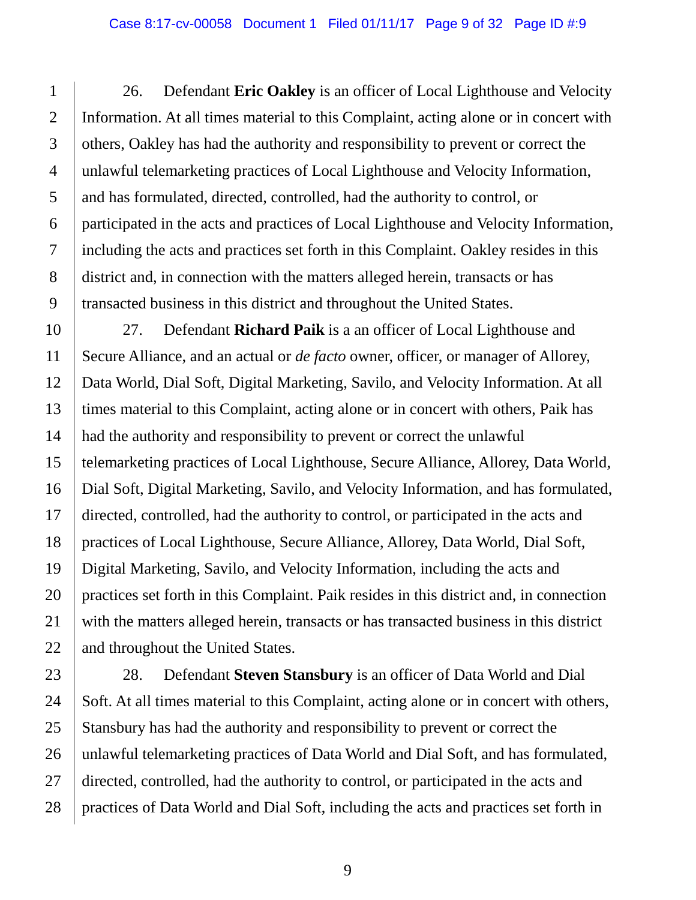26. Defendant **Eric Oakley** is an officer of Local Lighthouse and Velocity Information. At all times material to this Complaint, acting alone or in concert with others, Oakley has had the authority and responsibility to prevent or correct the unlawful telemarketing practices of Local Lighthouse and Velocity Information, and has formulated, directed, controlled, had the authority to control, or participated in the acts and practices of Local Lighthouse and Velocity Information, including the acts and practices set forth in this Complaint. Oakley resides in this district and, in connection with the matters alleged herein, transacts or has transacted business in this district and throughout the United States.

27. Defendant **Richard Paik** is a an officer of Local Lighthouse and Secure Alliance, and an actual or *de facto* owner, officer, or manager of Allorey, Data World, Dial Soft, Digital Marketing, Savilo, and Velocity Information. At all times material to this Complaint, acting alone or in concert with others, Paik has had the authority and responsibility to prevent or correct the unlawful telemarketing practices of Local Lighthouse, Secure Alliance, Allorey, Data World, Dial Soft, Digital Marketing, Savilo, and Velocity Information, and has formulated, directed, controlled, had the authority to control, or participated in the acts and practices of Local Lighthouse, Secure Alliance, Allorey, Data World, Dial Soft, Digital Marketing, Savilo, and Velocity Information, including the acts and practices set forth in this Complaint. Paik resides in this district and, in connection with the matters alleged herein, transacts or has transacted business in this district and throughout the United States.

28. Defendant **Steven Stansbury** is an officer of Data World and Dial Soft. At all times material to this Complaint, acting alone or in concert with others, Stansbury has had the authority and responsibility to prevent or correct the unlawful telemarketing practices of Data World and Dial Soft, and has formulated, directed, controlled, had the authority to control, or participated in the acts and practices of Data World and Dial Soft, including the acts and practices set forth in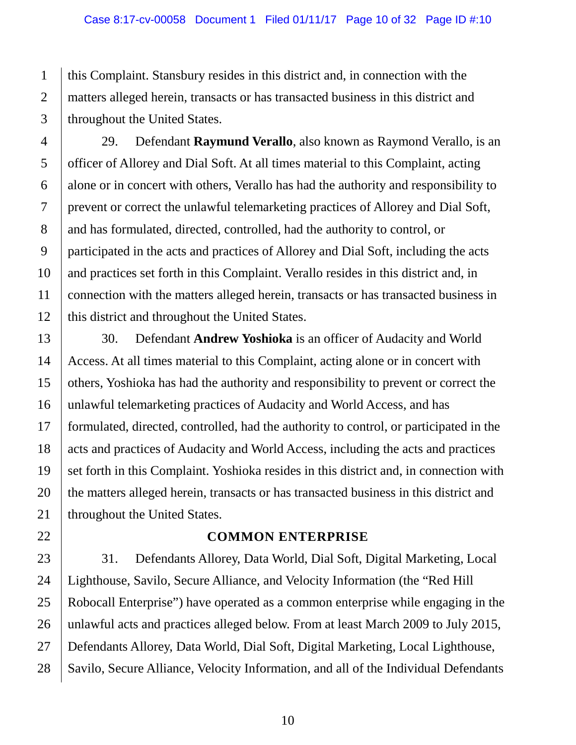this Complaint. Stansbury resides in this district and, in connection with the matters alleged herein, transacts or has transacted business in this district and throughout the United States.

29. Defendant **Raymund Verallo**, also known as Raymond Verallo, is an officer of Allorey and Dial Soft. At all times material to this Complaint, acting alone or in concert with others, Verallo has had the authority and responsibility to prevent or correct the unlawful telemarketing practices of Allorey and Dial Soft, and has formulated, directed, controlled, had the authority to control, or participated in the acts and practices of Allorey and Dial Soft, including the acts and practices set forth in this Complaint. Verallo resides in this district and, in connection with the matters alleged herein, transacts or has transacted business in this district and throughout the United States.

30. Defendant **Andrew Yoshioka** is an officer of Audacity and World Access. At all times material to this Complaint, acting alone or in concert with others, Yoshioka has had the authority and responsibility to prevent or correct the unlawful telemarketing practices of Audacity and World Access, and has formulated, directed, controlled, had the authority to control, or participated in the acts and practices of Audacity and World Access, including the acts and practices set forth in this Complaint. Yoshioka resides in this district and, in connection with the matters alleged herein, transacts or has transacted business in this district and throughout the United States.

## COMMON ENTERPRISE

31. Defendants Allorey, Data World, Dial Soft, Digital Marketing, Local Lighthouse, Savilo, Secure Alliance, and Velocity Information (the "Red Hill Robocall Enterprise") have operated as a common enterprise while engaging in the unlawful acts and practices alleged below. From at least March 2009 to July 2015, Defendants Allorey, Data World, Dial Soft, Digital Marketing, Local Lighthouse, Savilo, Secure Alliance, Velocity Information, and all of the Individual Defendants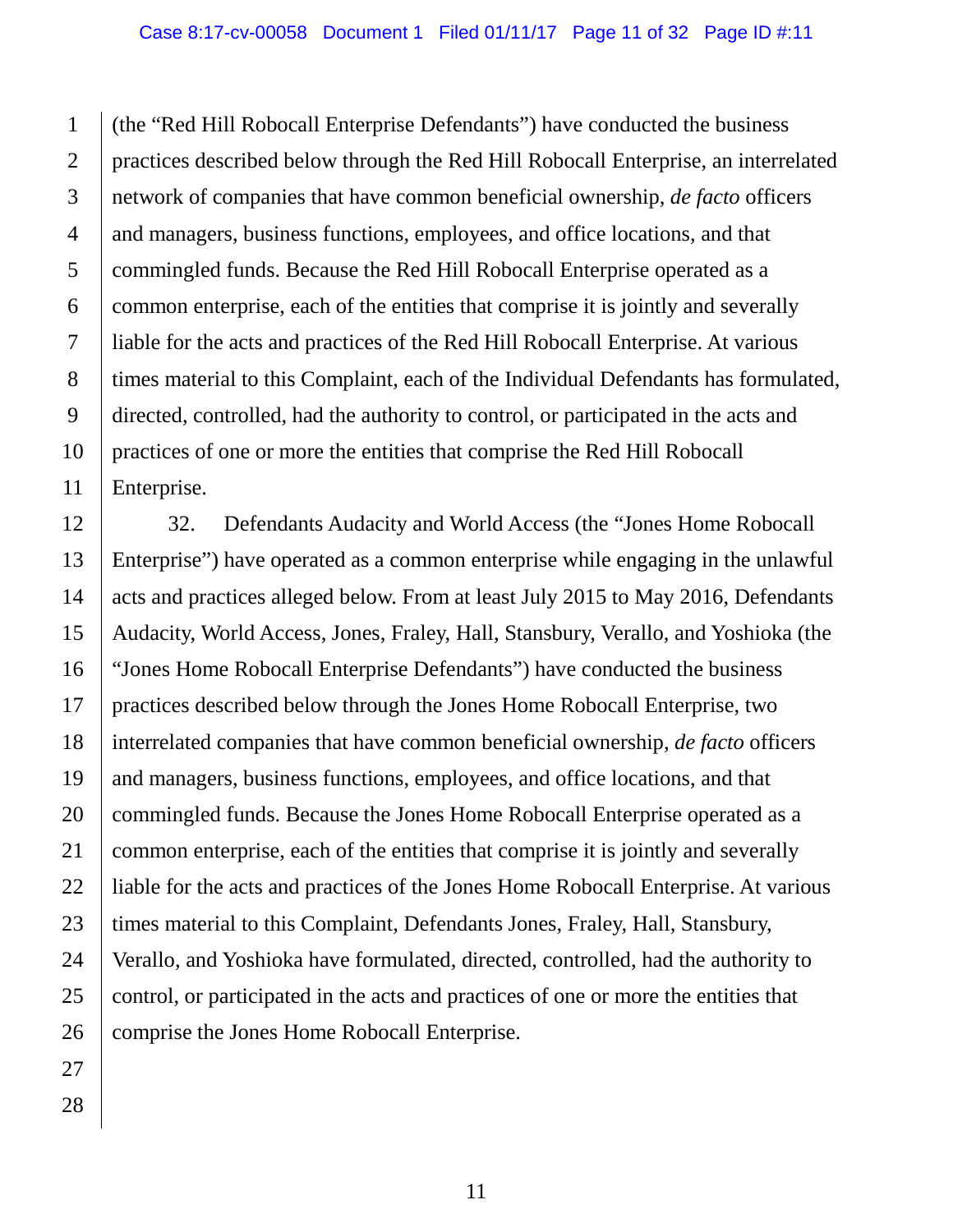(the "Red Hill Robocall Enterprise Defendants") have conducted the business practices described below through the Red Hill Robocall Enterprise, an interrelated network of companies that have common beneficial ownership, *de facto* officers and managers, business functions, employees, and office locations, and that commingled funds. Because the Red Hill Robocall Enterprise operated as a common enterprise, each of the entities that comprise it is jointly and severally liable for the acts and practices of the Red Hill Robocall Enterprise. At various times material to this Complaint, each of the Individual Defendants has formulated, directed, controlled, had the authority to control, or participated in the acts and practices of one or more the entities that comprise the Red Hill Robocall Enterprise.

32. Defendants Audacity and World Access (the "Jones Home Robocall Enterprise") have operated as a common enterprise while engaging in the unlawful acts and practices alleged below. From at least July 2015 to May 2016, Defendants Audacity, World Access, Jones, Fraley, Hall, Stansbury, Verallo, and Yoshioka (the "Jones Home Robocall Enterprise Defendants") have conducted the business practices described below through the Jones Home Robocall Enterprise, two interrelated companies that have common beneficial ownership, *de facto* officers and managers, business functions, employees, and office locations, and that commingled funds. Because the Jones Home Robocall Enterprise operated as a common enterprise, each of the entities that comprise it is jointly and severally liable for the acts and practices of the Jones Home Robocall Enterprise. At various times material to this Complaint, Defendants Jones, Fraley, Hall, Stansbury, Verallo, and Yoshioka have formulated, directed, controlled, had the authority to control, or participated in the acts and practices of one or more the entities that comprise the Jones Home Robocall Enterprise.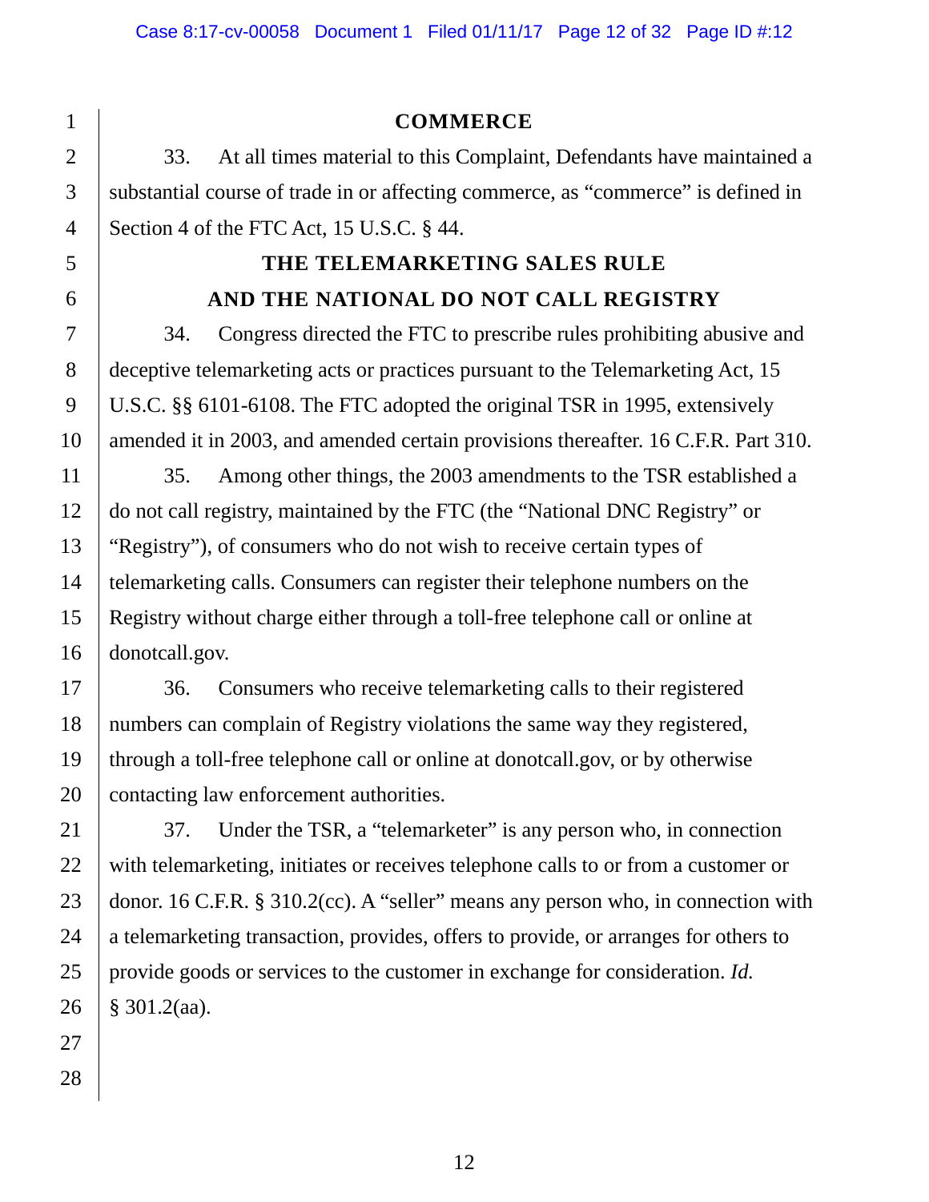## COMMERCE

33. At all times material to this Complaint, Defendants have maintained a substantial course of trade in or affecting commerce, as "commerce" is defined in Section 4 of the FTC Act, 15 U.S.C. § 44.

## THE TELEMARKETING SALES RULE AND THE NATIONAL DO NOT CALL REGISTRY

34. Congress directed the FTC to prescribe rules prohibiting abusive and deceptive telemarketing acts or practices pursuant to the Telemarketing Act, 15 U.S.C. §§ 6101-6108. The FTC adopted the original TSR in 1995, extensively amended it in 2003, and amended certain provisions thereafter. 16 C.F.R. Part 310.

35. Among other things, the 2003 amendments to the TSR established a do not call registry, maintained by the FTC (the "National DNC Registry" or "Registry"), of consumers who do not wish to receive certain types of telemarketing calls. Consumers can register their telephone numbers on the Registry without charge either through a toll-free telephone call or online at donotcall.gov.

36. Consumers who receive telemarketing calls to their registered numbers can complain of Registry violations the same way they registered, through a toll-free telephone call or online at donotcall.gov, or by otherwise contacting law enforcement authorities.

37. Under the TSR, a "telemarketer" is any person who, in connection with telemarketing, initiates or receives telephone calls to or from a customer or donor. 16 C.F.R. § 310.2(cc). A "seller" means any person who, in connection with a telemarketing transaction, provides, offers to provide, or arranges for others to provide goods or services to the customer in exchange for consideration. *Id.* § 301.2(aa).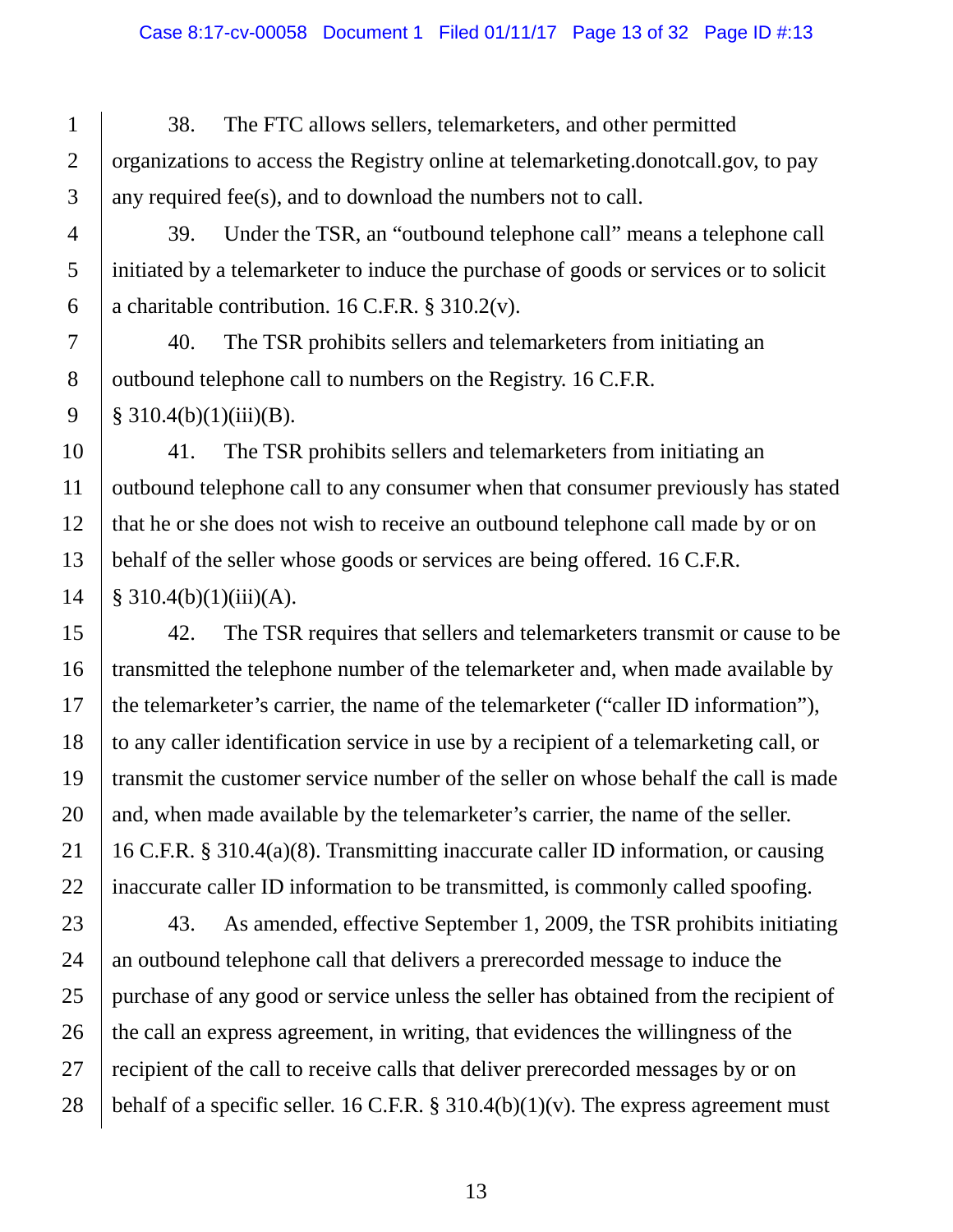38. The FTC allows sellers, telemarketers, and other permitted organizations to access the Registry online at telemarketing.donotcall.gov, to pay any required fee(s), and to download the numbers not to call.

39. Under the TSR, an "outbound telephone call" means a telephone call initiated by a telemarketer to induce the purchase of goods or services or to solicit a charitable contribution. 16 C.F.R. § 310.2(v).

40. The TSR prohibits sellers and telemarketers from initiating an outbound telephone call to numbers on the Registry. 16 C.F.R. § 310.4(b)(1)(iii)(B).

41. The TSR prohibits sellers and telemarketers from initiating an outbound telephone call to any consumer when that consumer previously has stated that he or she does not wish to receive an outbound telephone call made by or on behalf of the seller whose goods or services are being offered. 16 C.F.R. § 310.4(b)(1)(iii)(A).

42. The TSR requires that sellers and telemarketers transmit or cause to be transmitted the telephone number of the telemarketer and, when made available by the telemarketer's carrier, the name of the telemarketer ("caller ID information"), to any caller identification service in use by a recipient of a telemarketing call, or transmit the customer service number of the seller on whose behalf the call is made and, when made available by the telemarketer's carrier, the name of the seller. 16 C.F.R. § 310.4(a)(8). Transmitting inaccurate caller ID information, or causing inaccurate caller ID information to be transmitted, is commonly called spoofing.

43. As amended, effective September 1, 2009, the TSR prohibits initiating an outbound telephone call that delivers a prerecorded message to induce the purchase of any good or service unless the seller has obtained from the recipient of the call an express agreement, in writing, that evidences the willingness of the recipient of the call to receive calls that deliver prerecorded messages by or on behalf of a specific seller. 16 C.F.R. § 310.4(b)(1)(v). The express agreement must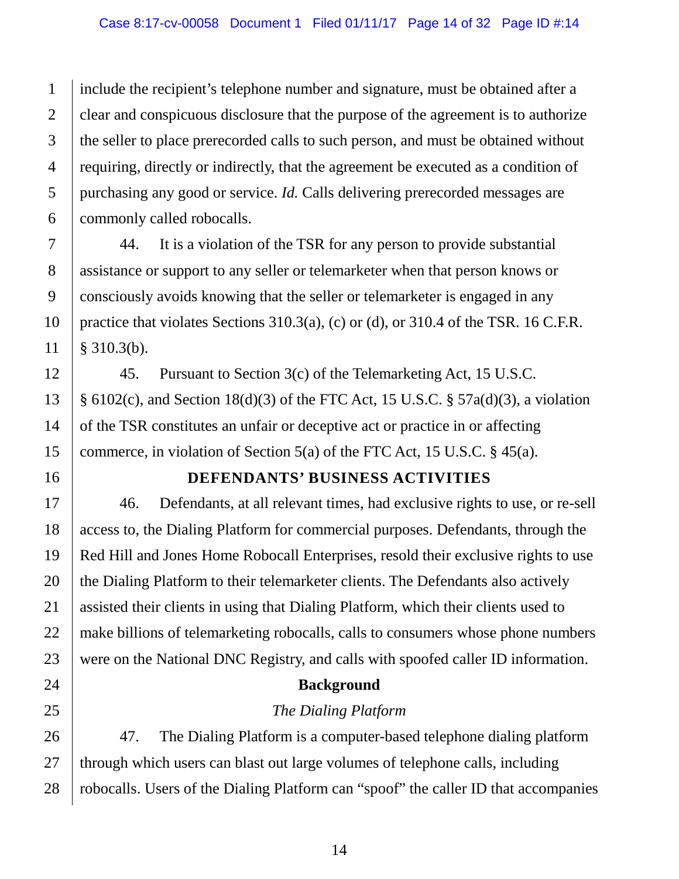include the recipient's telephone number and signature, must be obtained after a clear and conspicuous disclosure that the purpose of the agreement is to authorize the seller to place prerecorded calls to such person, and must be obtained without requiring, directly or indirectly, that the agreement be executed as a condition of purchasing any good or service. *Id.* Calls delivering prerecorded messages are commonly called robocalls.

44. It is a violation of the TSR for any person to provide substantial assistance or support to any seller or telemarketer when that person knows or consciously avoids knowing that the seller or telemarketer is engaged in any practice that violates Sections 310.3(a), (c) or (d), or 310.4 of the TSR. 16 C.F.R. § 310.3(b).

45. Pursuant to Section 3(c) of the Telemarketing Act, 15 U.S.C. § 6102(c), and Section 18(d)(3) of the FTC Act, 15 U.S.C. § 57a(d)(3), a violation of the TSR constitutes an unfair or deceptive act or practice in or affecting commerce, in violation of Section 5(a) of the FTC Act, 15 U.S.C. § 45(a).

## DEFENDANTS' BUSINESS ACTIVITIES

46. Defendants, at all relevant times, had exclusive rights to use, or re-sell access to, the Dialing Platform for commercial purposes. Defendants, through the Red Hill and Jones Home Robocall Enterprises, resold their exclusive rights to use the Dialing Platform to their telemarketer clients. The Defendants also actively assisted their clients in using that Dialing Platform, which their clients used to make billions of telemarketing robocalls, calls to consumers whose phone numbers were on the National DNC Registry, and calls with spoofed caller ID information.

### Background

*The Dialing Platform*

47. The Dialing Platform is a computer-based telephone dialing platform through which users can blast out large volumes of telephone calls, including robocalls. Users of the Dialing Platform can "spoof" the caller ID that accompanies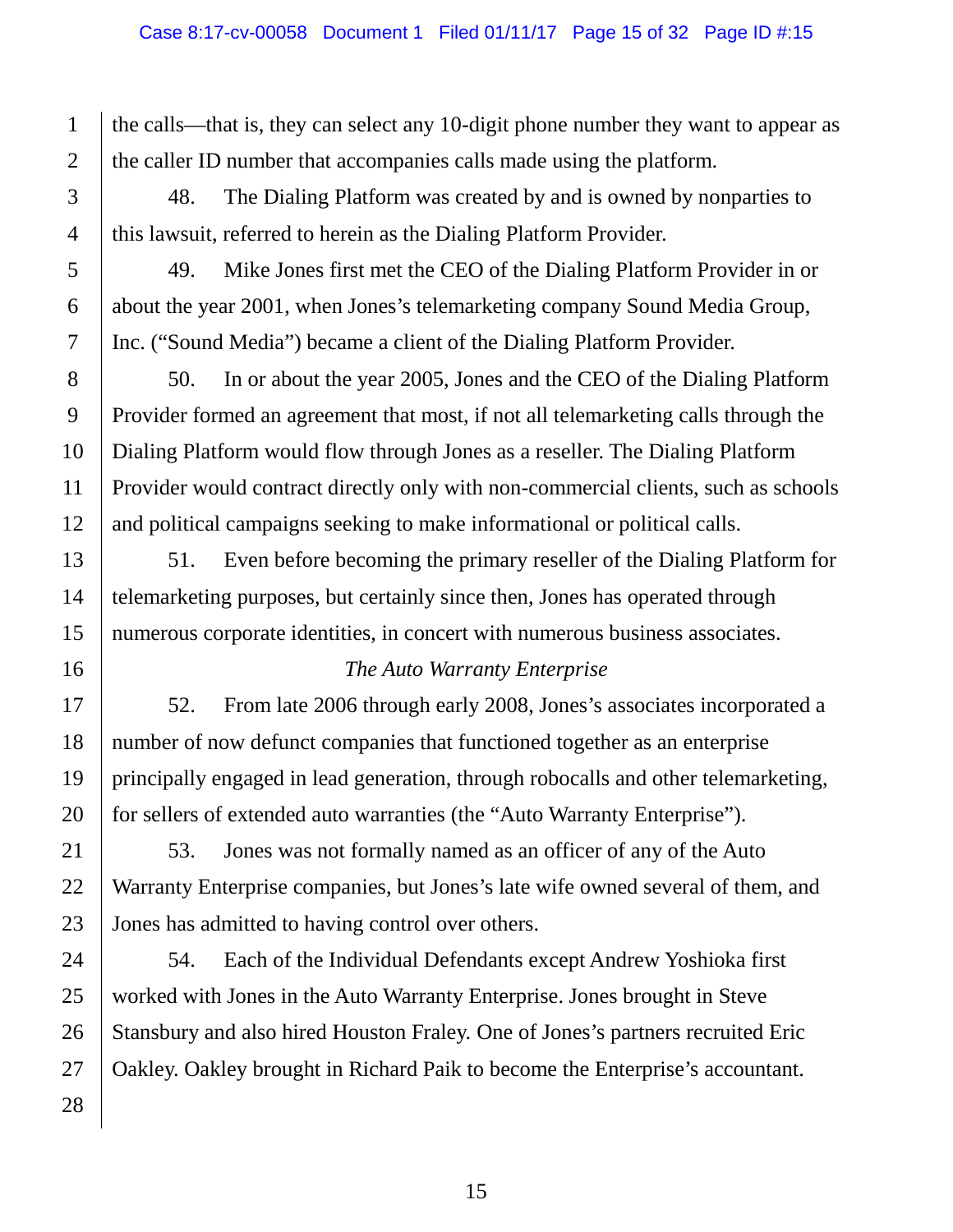the calls—that is, they can select any 10-digit phone number they want to appear as the caller ID number that accompanies calls made using the platform.

48. The Dialing Platform was created by and is owned by nonparties to this lawsuit, referred to herein as the Dialing Platform Provider.

49. Mike Jones first met the CEO of the Dialing Platform Provider in or about the year 2001, when Jones's telemarketing company Sound Media Group, Inc. ("Sound Media") became a client of the Dialing Platform Provider.

50. In or about the year 2005, Jones and the CEO of the Dialing Platform Provider formed an agreement that most, if not all telemarketing calls through the Dialing Platform would flow through Jones as a reseller. The Dialing Platform Provider would contract directly only with non-commercial clients, such as schools and political campaigns seeking to make informational or political calls.

51. Even before becoming the primary reseller of the Dialing Platform for telemarketing purposes, but certainly since then, Jones has operated through numerous corporate identities, in concert with numerous business associates.

*The Auto Warranty Enterprise*

52. From late 2006 through early 2008, Jones's associates incorporated a number of now defunct companies that functioned together as an enterprise principally engaged in lead generation, through robocalls and other telemarketing, for sellers of extended auto warranties (the "Auto Warranty Enterprise").

53. Jones was not formally named as an officer of any of the Auto Warranty Enterprise companies, but Jones's late wife owned several of them, and Jones has admitted to having control over others.

54. Each of the Individual Defendants except Andrew Yoshioka first worked with Jones in the Auto Warranty Enterprise. Jones brought in Steve Stansbury and also hired Houston Fraley. One of Jones's partners recruited Eric Oakley. Oakley brought in Richard Paik to become the Enterprise's accountant.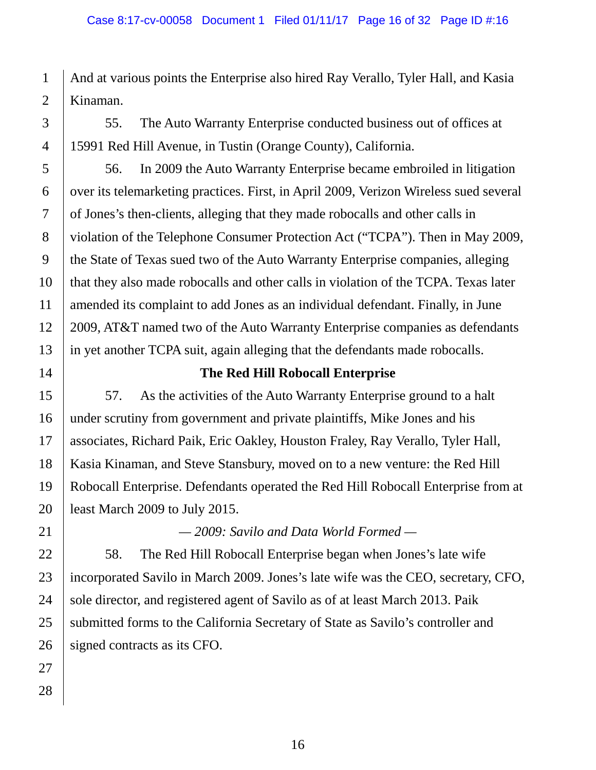And at various points the Enterprise also hired Ray Verallo, Tyler Hall, and Kasia Kinaman.

55. The Auto Warranty Enterprise conducted business out of offices at 15991 Red Hill Avenue, in Tustin (Orange County), California.

56. In 2009 the Auto Warranty Enterprise became embroiled in litigation over its telemarketing practices. First, in April 2009, Verizon Wireless sued several of Jones's then-clients, alleging that they made robocalls and other calls in violation of the Telephone Consumer Protection Act ("TCPA"). Then in May 2009, the State of Texas sued two of the Auto Warranty Enterprise companies, alleging that they also made robocalls and other calls in violation of the TCPA. Texas later amended its complaint to add Jones as an individual defendant. Finally, in June 2009, AT&T named two of the Auto Warranty Enterprise companies as defendants in yet another TCPA suit, again alleging that the defendants made robocalls.

**The Red Hill Robocall Enterprise**

57. As the activities of the Auto Warranty Enterprise ground to a halt under scrutiny from government and private plaintiffs, Mike Jones and his associates, Richard Paik, Eric Oakley, Houston Fraley, Ray Verallo, Tyler Hall, Kasia Kinaman, and Steve Stansbury, moved on to a new venture: the Red Hill Robocall Enterprise. Defendants operated the Red Hill Robocall Enterprise from at least March 2009 to July 2015.

*— 2009: Savilo and Data World Formed —*

58. The Red Hill Robocall Enterprise began when Jones's late wife incorporated Savilo in March 2009. Jones's late wife was the CEO, secretary, CFO, sole director, and registered agent of Savilo as of at least March 2013. Paik submitted forms to the California Secretary of State as Savilo's controller and signed contracts as its CFO.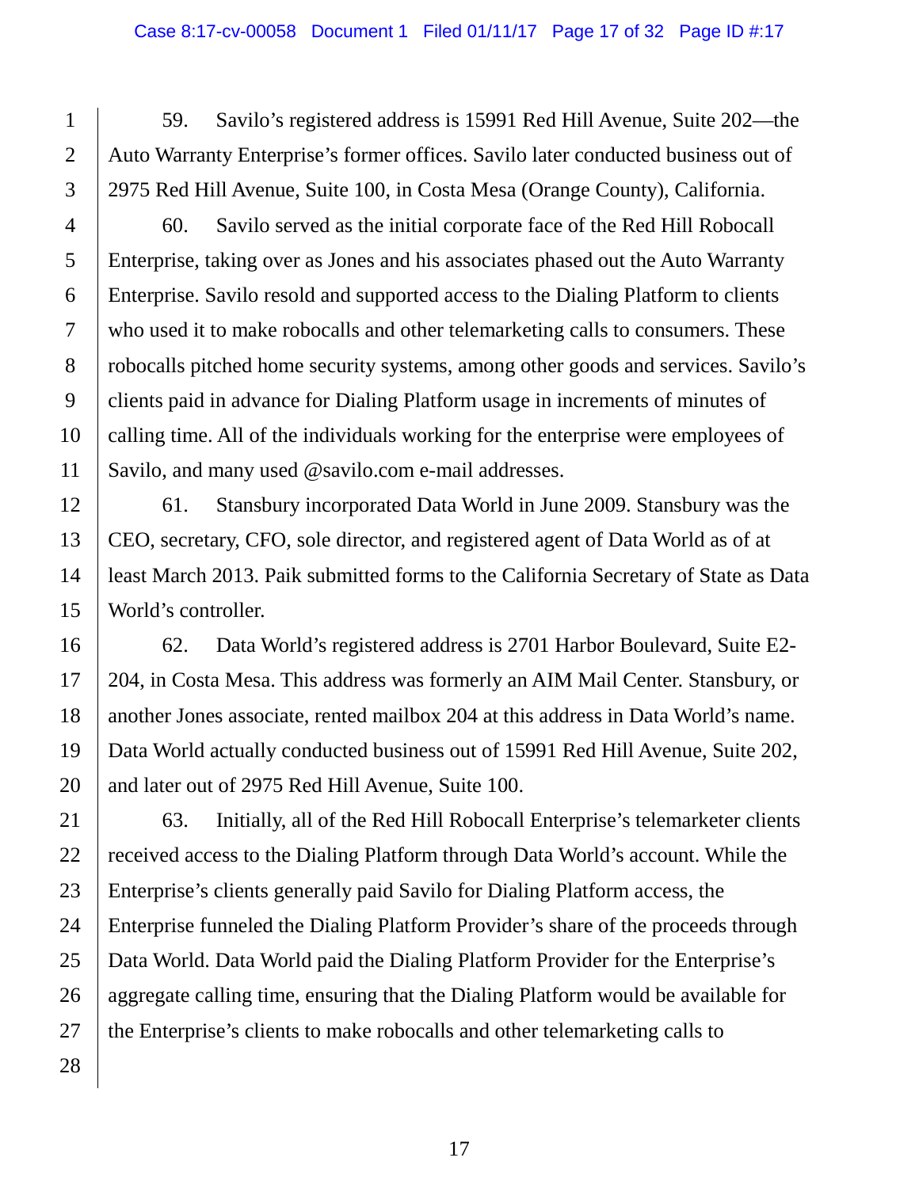59. Savilo's registered address is 15991 Red Hill Avenue, Suite 202—the Auto Warranty Enterprise's former offices. Savilo later conducted business out of 2975 Red Hill Avenue, Suite 100, in Costa Mesa (Orange County), California.

60. Savilo served as the initial corporate face of the Red Hill Robocall Enterprise, taking over as Jones and his associates phased out the Auto Warranty Enterprise. Savilo resold and supported access to the Dialing Platform to clients who used it to make robocalls and other telemarketing calls to consumers. These robocalls pitched home security systems, among other goods and services. Savilo's clients paid in advance for Dialing Platform usage in increments of minutes of calling time. All of the individuals working for the enterprise were employees of Savilo, and many used @savilo.com e-mail addresses.

61. Stansbury incorporated Data World in June 2009. Stansbury was the CEO, secretary, CFO, sole director, and registered agent of Data World as of at least March 2013. Paik submitted forms to the California Secretary of State as Data World's controller.

62. Data World's registered address is 2701 Harbor Boulevard, Suite E2-204, in Costa Mesa. This address was formerly an AIM Mail Center. Stansbury, or another Jones associate, rented mailbox 204 at this address in Data World's name. Data World actually conducted business out of 15991 Red Hill Avenue, Suite 202, and later out of 2975 Red Hill Avenue, Suite 100.

63. Initially, all of the Red Hill Robocall Enterprise's telemarketer clients received access to the Dialing Platform through Data World's account. While the Enterprise's clients generally paid Savilo for Dialing Platform access, the Enterprise funneled the Dialing Platform Provider's share of the proceeds through Data World. Data World paid the Dialing Platform Provider for the Enterprise's aggregate calling time, ensuring that the Dialing Platform would be available for the Enterprise's clients to make robocalls and other telemarketing calls to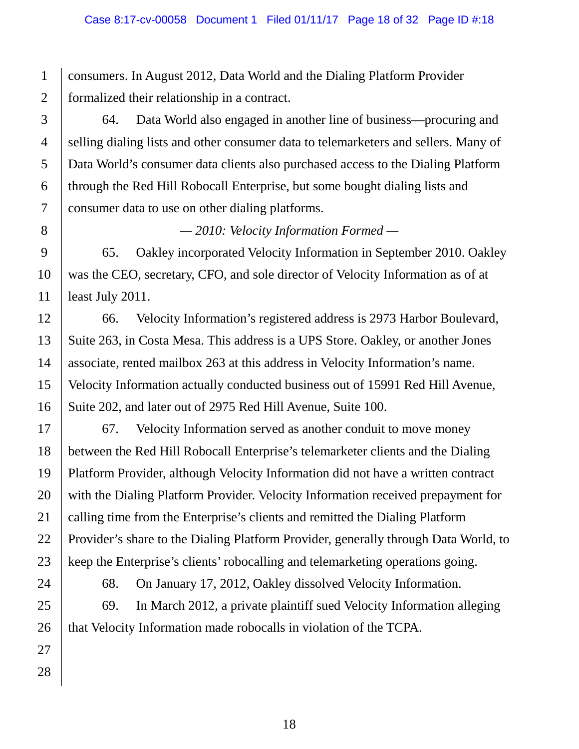consumers. In August 2012, Data World and the Dialing Platform Provider formalized their relationship in a contract.

64. Data World also engaged in another line of business—procuring and selling dialing lists and other consumer data to telemarketers and sellers. Many of Data World's consumer data clients also purchased access to the Dialing Platform through the Red Hill Robocall Enterprise, but some bought dialing lists and consumer data to use on other dialing platforms.

*— 2010: Velocity Information Formed —*

65. Oakley incorporated Velocity Information in September 2010. Oakley was the CEO, secretary, CFO, and sole director of Velocity Information as of at least July 2011.

66. Velocity Information's registered address is 2973 Harbor Boulevard, Suite 263, in Costa Mesa. This address is a UPS Store. Oakley, or another Jones associate, rented mailbox 263 at this address in Velocity Information's name. Velocity Information actually conducted business out of 15991 Red Hill Avenue, Suite 202, and later out of 2975 Red Hill Avenue, Suite 100.

67. Velocity Information served as another conduit to move money between the Red Hill Robocall Enterprise's telemarketer clients and the Dialing Platform Provider, although Velocity Information did not have a written contract with the Dialing Platform Provider. Velocity Information received prepayment for calling time from the Enterprise's clients and remitted the Dialing Platform Provider's share to the Dialing Platform Provider, generally through Data World, to keep the Enterprise's clients' robocalling and telemarketing operations going.

68. On January 17, 2012, Oakley dissolved Velocity Information.

69. In March 2012, a private plaintiff sued Velocity Information alleging that Velocity Information made robocalls in violation of the TCPA.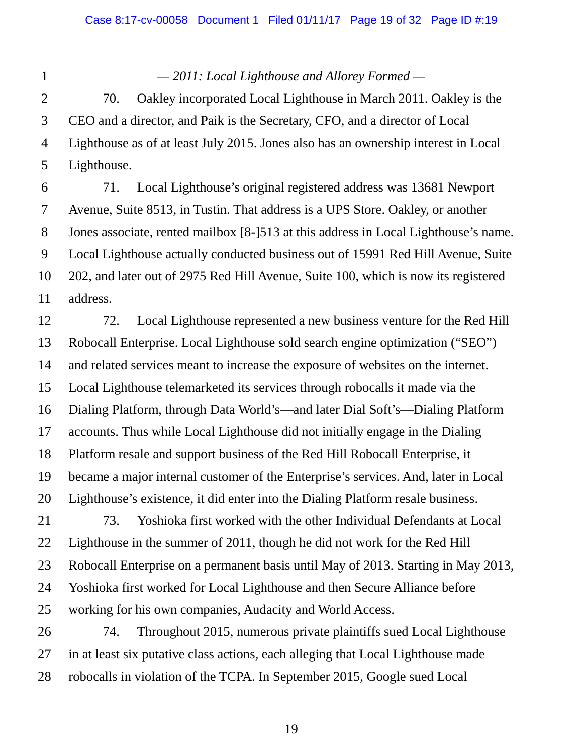*— 2011: Local Lighthouse and Allorey Formed —*

70. Oakley incorporated Local Lighthouse in March 2011. Oakley is the CEO and a director, and Paik is the Secretary, CFO, and a director of Local Lighthouse as of at least July 2015. Jones also has an ownership interest in Local Lighthouse.

71. Local Lighthouse's original registered address was 13681 Newport Avenue, Suite 8513, in Tustin. That address is a UPS Store. Oakley, or another Jones associate, rented mailbox [8-]513 at this address in Local Lighthouse's name. Local Lighthouse actually conducted business out of 15991 Red Hill Avenue, Suite 202, and later out of 2975 Red Hill Avenue, Suite 100, which is now its registered address.

72. Local Lighthouse represented a new business venture for the Red Hill Robocall Enterprise. Local Lighthouse sold search engine optimization ("SEO") and related services meant to increase the exposure of websites on the internet. Local Lighthouse telemarketed its services through robocalls it made via the Dialing Platform, through Data World's—and later Dial Soft's—Dialing Platform accounts. Thus while Local Lighthouse did not initially engage in the Dialing Platform resale and support business of the Red Hill Robocall Enterprise, it became a major internal customer of the Enterprise's services. And, later in Local Lighthouse's existence, it did enter into the Dialing Platform resale business.

73. Yoshioka first worked with the other Individual Defendants at Local Lighthouse in the summer of 2011, though he did not work for the Red Hill Robocall Enterprise on a permanent basis until May of 2013. Starting in May 2013, Yoshioka first worked for Local Lighthouse and then Secure Alliance before working for his own companies, Audacity and World Access.

74. Throughout 2015, numerous private plaintiffs sued Local Lighthouse in at least six putative class actions, each alleging that Local Lighthouse made robocalls in violation of the TCPA. In September 2015, Google sued Local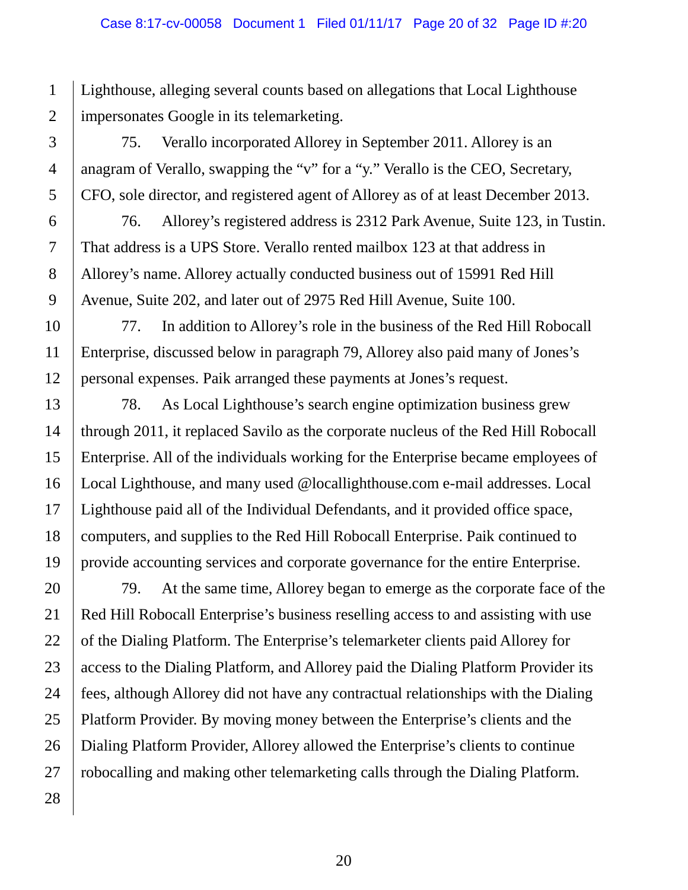Lighthouse, alleging several counts based on allegations that Local Lighthouse impersonates Google in its telemarketing.

75. Verallo incorporated Allorey in September 2011. Allorey is an anagram of Verallo, swapping the "v" for a "y." Verallo is the CEO, Secretary, CFO, sole director, and registered agent of Allorey as of at least December 2013.

76. Allorey's registered address is 2312 Park Avenue, Suite 123, in Tustin. That address is a UPS Store. Verallo rented mailbox 123 at that address in Allorey's name. Allorey actually conducted business out of 15991 Red Hill Avenue, Suite 202, and later out of 2975 Red Hill Avenue, Suite 100.

77. In addition to Allorey's role in the business of the Red Hill Robocall Enterprise, discussed below in paragraph 79, Allorey also paid many of Jones's personal expenses. Paik arranged these payments at Jones's request.

78. As Local Lighthouse's search engine optimization business grew through 2011, it replaced Savilo as the corporate nucleus of the Red Hill Robocall Enterprise. All of the individuals working for the Enterprise became employees of Local Lighthouse, and many used @locallighthouse.com e-mail addresses. Local Lighthouse paid all of the Individual Defendants, and it provided office space, computers, and supplies to the Red Hill Robocall Enterprise. Paik continued to provide accounting services and corporate governance for the entire Enterprise.

79. At the same time, Allorey began to emerge as the corporate face of the Red Hill Robocall Enterprise's business reselling access to and assisting with use of the Dialing Platform. The Enterprise's telemarketer clients paid Allorey for access to the Dialing Platform, and Allorey paid the Dialing Platform Provider its fees, although Allorey did not have any contractual relationships with the Dialing Platform Provider. By moving money between the Enterprise's clients and the Dialing Platform Provider, Allorey allowed the Enterprise's clients to continue robocalling and making other telemarketing calls through the Dialing Platform.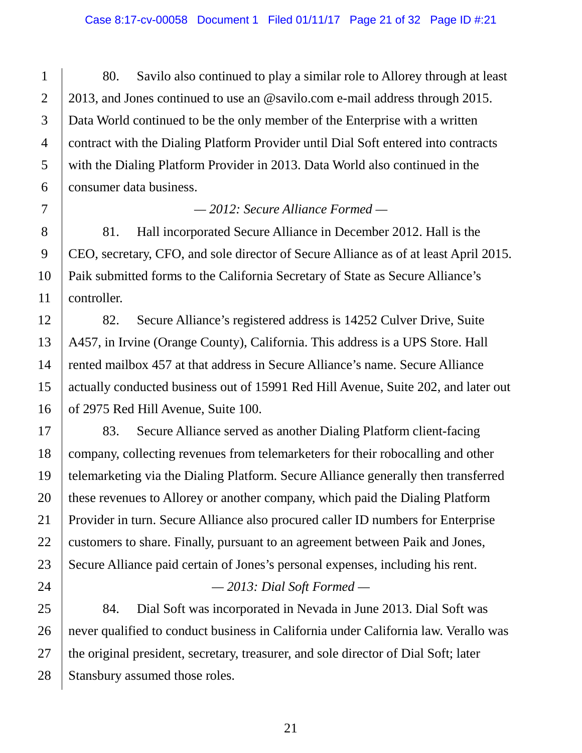80. Savilo also continued to play a similar role to Allorey through at least 2013, and Jones continued to use an @savilo.com e-mail address through 2015. Data World continued to be the only member of the Enterprise with a written contract with the Dialing Platform Provider until Dial Soft entered into contracts with the Dialing Platform Provider in 2013. Data World also continued in the consumer data business.

*— 2012: Secure Alliance Formed —*

81. Hall incorporated Secure Alliance in December 2012. Hall is the CEO, secretary, CFO, and sole director of Secure Alliance as of at least April 2015. Paik submitted forms to the California Secretary of State as Secure Alliance's controller.

82. Secure Alliance's registered address is 14252 Culver Drive, Suite A457, in Irvine (Orange County), California. This address is a UPS Store. Hall rented mailbox 457 at that address in Secure Alliance's name. Secure Alliance actually conducted business out of 15991 Red Hill Avenue, Suite 202, and later out of 2975 Red Hill Avenue, Suite 100.

83. Secure Alliance served as another Dialing Platform client-facing company, collecting revenues from telemarketers for their robocalling and other telemarketing via the Dialing Platform. Secure Alliance generally then transferred these revenues to Allorey or another company, which paid the Dialing Platform Provider in turn. Secure Alliance also procured caller ID numbers for Enterprise customers to share. Finally, pursuant to an agreement between Paik and Jones, Secure Alliance paid certain of Jones's personal expenses, including his rent.

*— 2013: Dial Soft Formed —*

84. Dial Soft was incorporated in Nevada in June 2013. Dial Soft was never qualified to conduct business in California under California law. Verallo was the original president, secretary, treasurer, and sole director of Dial Soft; later Stansbury assumed those roles.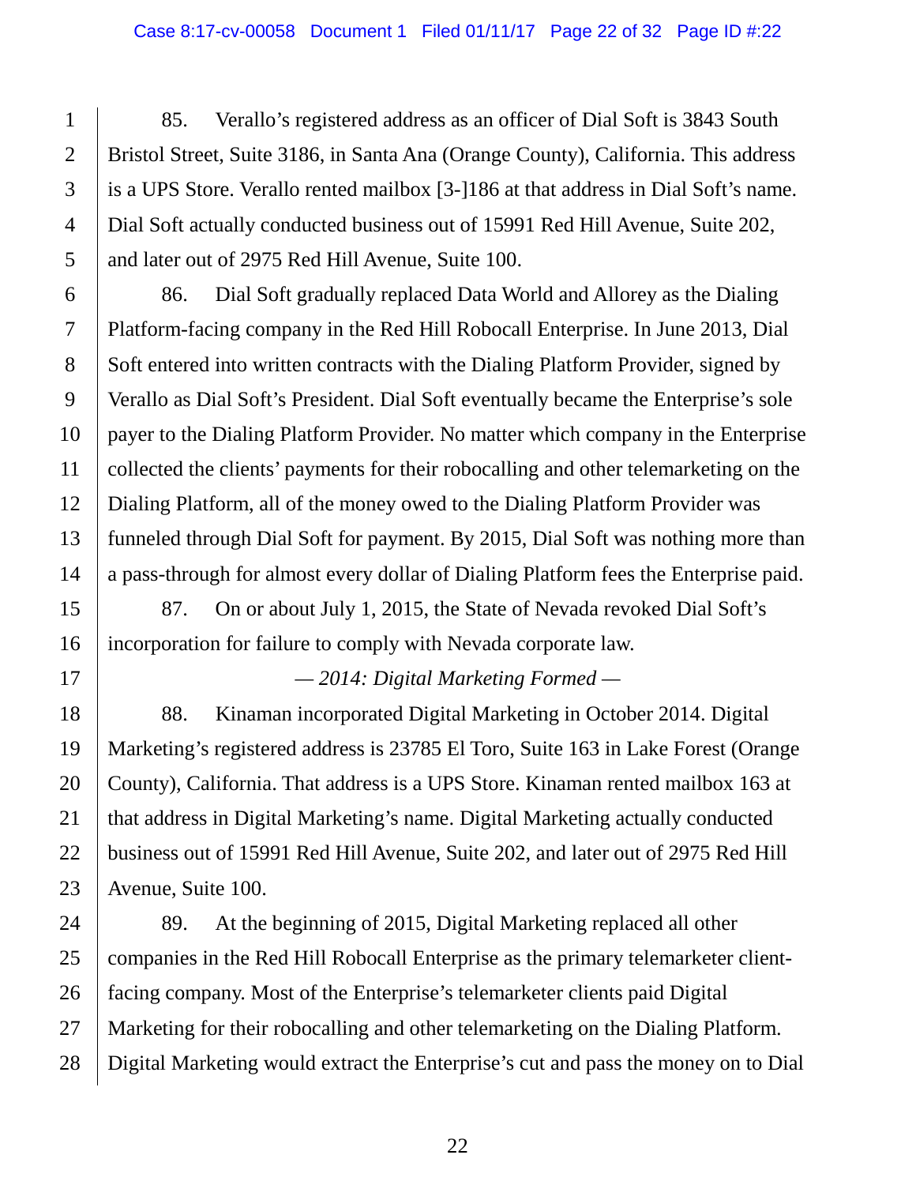85. Verallo's registered address as an officer of Dial Soft is 3843 South Bristol Street, Suite 3186, in Santa Ana (Orange County), California. This address is a UPS Store. Verallo rented mailbox [3-]186 at that address in Dial Soft's name. Dial Soft actually conducted business out of 15991 Red Hill Avenue, Suite 202, and later out of 2975 Red Hill Avenue, Suite 100.

86. Dial Soft gradually replaced Data World and Allorey as the Dialing Platform-facing company in the Red Hill Robocall Enterprise. In June 2013, Dial Soft entered into written contracts with the Dialing Platform Provider, signed by Verallo as Dial Soft's President. Dial Soft eventually became the Enterprise's sole payer to the Dialing Platform Provider. No matter which company in the Enterprise collected the clients' payments for their robocalling and other telemarketing on the Dialing Platform, all of the money owed to the Dialing Platform Provider was funneled through Dial Soft for payment. By 2015, Dial Soft was nothing more than a pass-through for almost every dollar of Dialing Platform fees the Enterprise paid.

87. On or about July 1, 2015, the State of Nevada revoked Dial Soft's incorporation for failure to comply with Nevada corporate law.

*— 2014: Digital Marketing Formed —*

88. Kinaman incorporated Digital Marketing in October 2014. Digital Marketing's registered address is 23785 El Toro, Suite 163 in Lake Forest (Orange County), California. That address is a UPS Store. Kinaman rented mailbox 163 at that address in Digital Marketing's name. Digital Marketing actually conducted business out of 15991 Red Hill Avenue, Suite 202, and later out of 2975 Red Hill Avenue, Suite 100.

89. At the beginning of 2015, Digital Marketing replaced all other companies in the Red Hill Robocall Enterprise as the primary telemarketer client-facing company. Most of the Enterprise's telemarketer clients paid Digital Marketing for their robocalling and other telemarketing on the Dialing Platform. Digital Marketing would extract the Enterprise's cut and pass the money on to Dial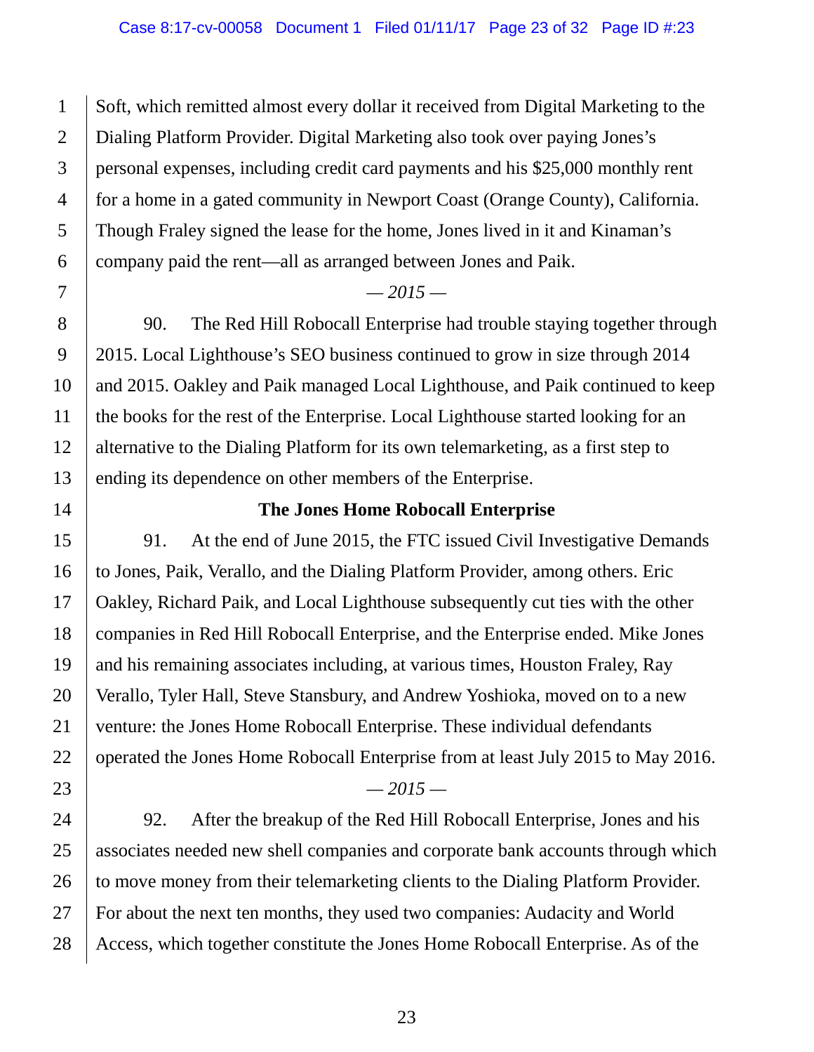Soft, which remitted almost every dollar it received from Digital Marketing to the Dialing Platform Provider. Digital Marketing also took over paying Jones's personal expenses, including credit card payments and his $25,000 monthly rent for a home in a gated community in Newport Coast (Orange County), California. Though Fraley signed the lease for the home, Jones lived in it and Kinaman's company paid the rent—all as arranged between Jones and Paik.

*— 2015 —*

90. The Red Hill Robocall Enterprise had trouble staying together through 2015. Local Lighthouse's SEO business continued to grow in size through 2014 and 2015. Oakley and Paik managed Local Lighthouse, and Paik continued to keep the books for the rest of the Enterprise. Local Lighthouse started looking for an alternative to the Dialing Platform for its own telemarketing, as a first step to ending its dependence on other members of the Enterprise.

**The Jones Home Robocall Enterprise**

91. At the end of June 2015, the FTC issued Civil Investigative Demands to Jones, Paik, Verallo, and the Dialing Platform Provider, among others. Eric Oakley, Richard Paik, and Local Lighthouse subsequently cut ties with the other companies in Red Hill Robocall Enterprise, and the Enterprise ended. Mike Jones and his remaining associates including, at various times, Houston Fraley, Ray Verallo, Tyler Hall, Steve Stansbury, and Andrew Yoshioka, moved on to a new venture: the Jones Home Robocall Enterprise. These individual defendants operated the Jones Home Robocall Enterprise from at least July 2015 to May 2016.

*— 2015 —*

92. After the breakup of the Red Hill Robocall Enterprise, Jones and his associates needed new shell companies and corporate bank accounts through which to move money from their telemarketing clients to the Dialing Platform Provider. For about the next ten months, they used two companies: Audacity and World Access, which together constitute the Jones Home Robocall Enterprise. As of the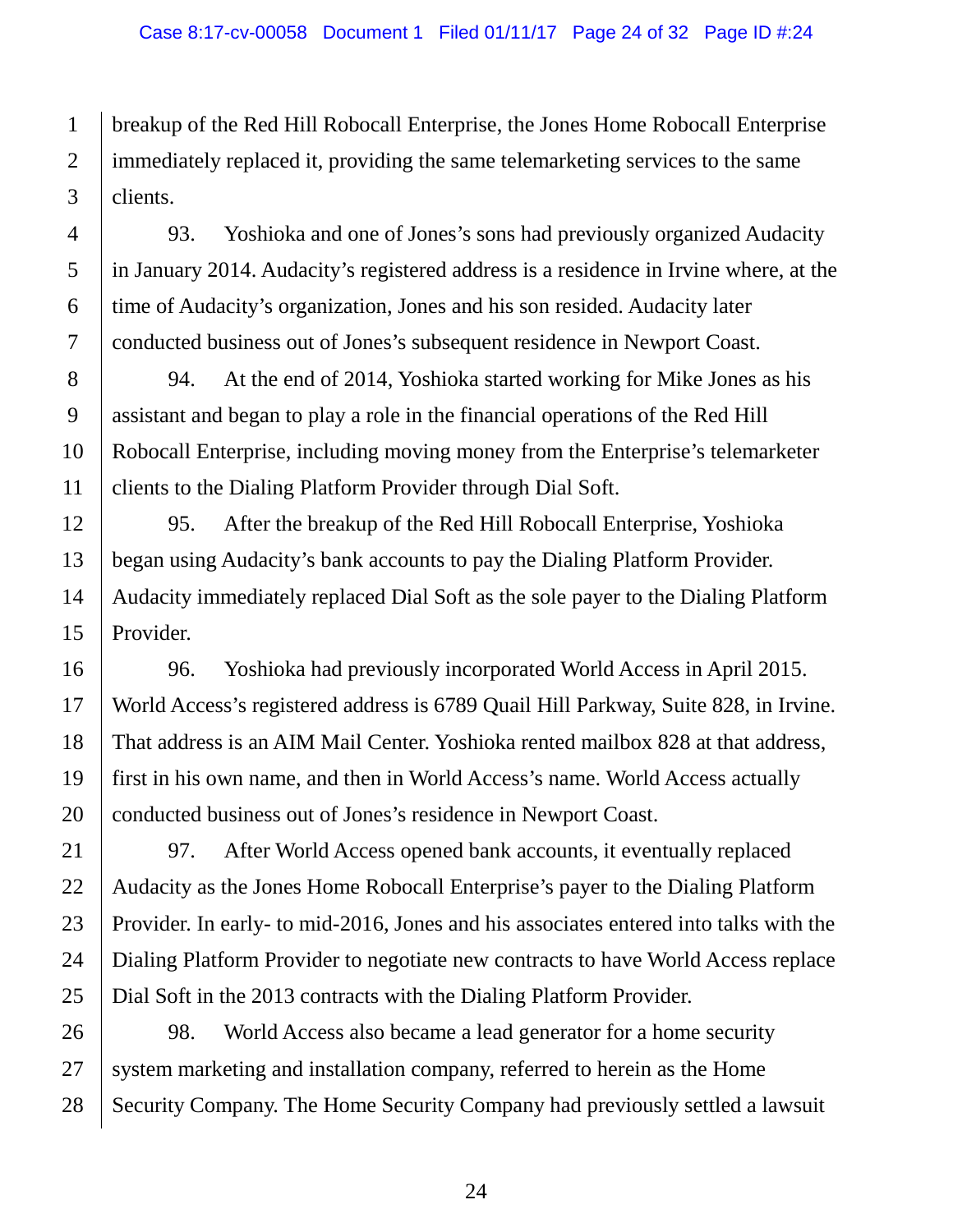breakup of the Red Hill Robocall Enterprise, the Jones Home Robocall Enterprise immediately replaced it, providing the same telemarketing services to the same clients.

93. Yoshioka and one of Jones's sons had previously organized Audacity in January 2014. Audacity's registered address is a residence in Irvine where, at the time of Audacity's organization, Jones and his son resided. Audacity later conducted business out of Jones's subsequent residence in Newport Coast.

94. At the end of 2014, Yoshioka started working for Mike Jones as his assistant and began to play a role in the financial operations of the Red Hill Robocall Enterprise, including moving money from the Enterprise's telemarketer clients to the Dialing Platform Provider through Dial Soft.

95. After the breakup of the Red Hill Robocall Enterprise, Yoshioka began using Audacity's bank accounts to pay the Dialing Platform Provider. Audacity immediately replaced Dial Soft as the sole payer to the Dialing Platform Provider.

96. Yoshioka had previously incorporated World Access in April 2015. World Access's registered address is 6789 Quail Hill Parkway, Suite 828, in Irvine. That address is an AIM Mail Center. Yoshioka rented mailbox 828 at that address, first in his own name, and then in World Access's name. World Access actually conducted business out of Jones's residence in Newport Coast.

97. After World Access opened bank accounts, it eventually replaced Audacity as the Jones Home Robocall Enterprise's payer to the Dialing Platform Provider. In early- to mid-2016, Jones and his associates entered into talks with the Dialing Platform Provider to negotiate new contracts to have World Access replace Dial Soft in the 2013 contracts with the Dialing Platform Provider.

98. World Access also became a lead generator for a home security system marketing and installation company, referred to herein as the Home Security Company. The Home Security Company had previously settled a lawsuit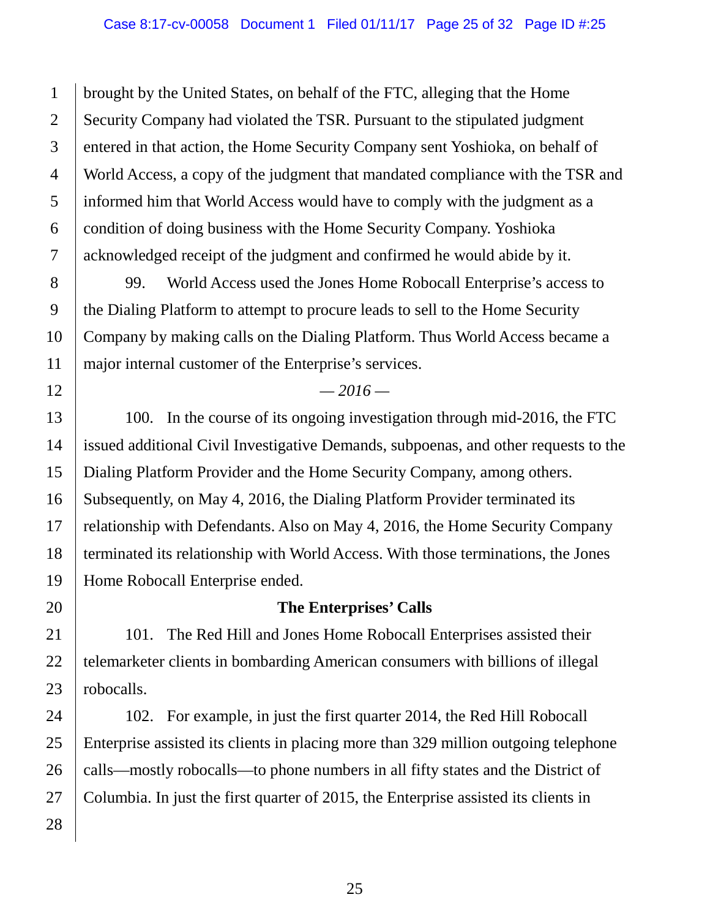brought by the United States, on behalf of the FTC, alleging that the Home Security Company had violated the TSR. Pursuant to the stipulated judgment entered in that action, the Home Security Company sent Yoshioka, on behalf of World Access, a copy of the judgment that mandated compliance with the TSR and informed him that World Access would have to comply with the judgment as a condition of doing business with the Home Security Company. Yoshioka acknowledged receipt of the judgment and confirmed he would abide by it.

99. World Access used the Jones Home Robocall Enterprise's access to the Dialing Platform to attempt to procure leads to sell to the Home Security Company by making calls on the Dialing Platform. Thus World Access became a major internal customer of the Enterprise's services.

*— 2016 —*

100. In the course of its ongoing investigation through mid-2016, the FTC issued additional Civil Investigative Demands, subpoenas, and other requests to the Dialing Platform Provider and the Home Security Company, among others. Subsequently, on May 4, 2016, the Dialing Platform Provider terminated its relationship with Defendants. Also on May 4, 2016, the Home Security Company terminated its relationship with World Access. With those terminations, the Jones Home Robocall Enterprise ended.

**The Enterprises' Calls**

101. The Red Hill and Jones Home Robocall Enterprises assisted their telemarketer clients in bombarding American consumers with billions of illegal robocalls.

102. For example, in just the first quarter 2014, the Red Hill Robocall Enterprise assisted its clients in placing more than 329 million outgoing telephone calls—mostly robocalls—to phone numbers in all fifty states and the District of Columbia. In just the first quarter of 2015, the Enterprise assisted its clients in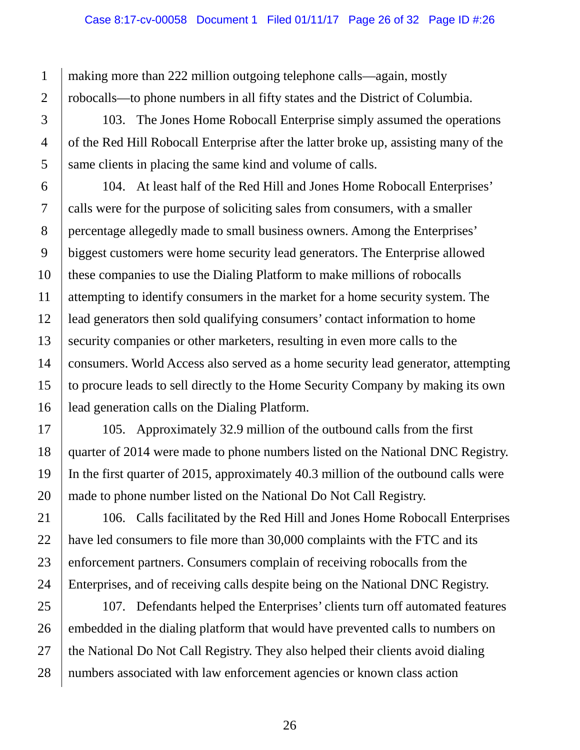making more than 222 million outgoing telephone calls—again, mostly robocalls—to phone numbers in all fifty states and the District of Columbia.

103. The Jones Home Robocall Enterprise simply assumed the operations of the Red Hill Robocall Enterprise after the latter broke up, assisting many of the same clients in placing the same kind and volume of calls.

104. At least half of the Red Hill and Jones Home Robocall Enterprises' calls were for the purpose of soliciting sales from consumers, with a smaller percentage allegedly made to small business owners. Among the Enterprises' biggest customers were home security lead generators. The Enterprise allowed these companies to use the Dialing Platform to make millions of robocalls attempting to identify consumers in the market for a home security system. The lead generators then sold qualifying consumers' contact information to home security companies or other marketers, resulting in even more calls to the consumers. World Access also served as a home security lead generator, attempting to procure leads to sell directly to the Home Security Company by making its own lead generation calls on the Dialing Platform.

105. Approximately 32.9 million of the outbound calls from the first quarter of 2014 were made to phone numbers listed on the National DNC Registry. In the first quarter of 2015, approximately 40.3 million of the outbound calls were made to phone number listed on the National Do Not Call Registry.

106. Calls facilitated by the Red Hill and Jones Home Robocall Enterprises have led consumers to file more than 30,000 complaints with the FTC and its enforcement partners. Consumers complain of receiving robocalls from the Enterprises, and of receiving calls despite being on the National DNC Registry.

107. Defendants helped the Enterprises' clients turn off automated features embedded in the dialing platform that would have prevented calls to numbers on the National Do Not Call Registry. They also helped their clients avoid dialing numbers associated with law enforcement agencies or known class action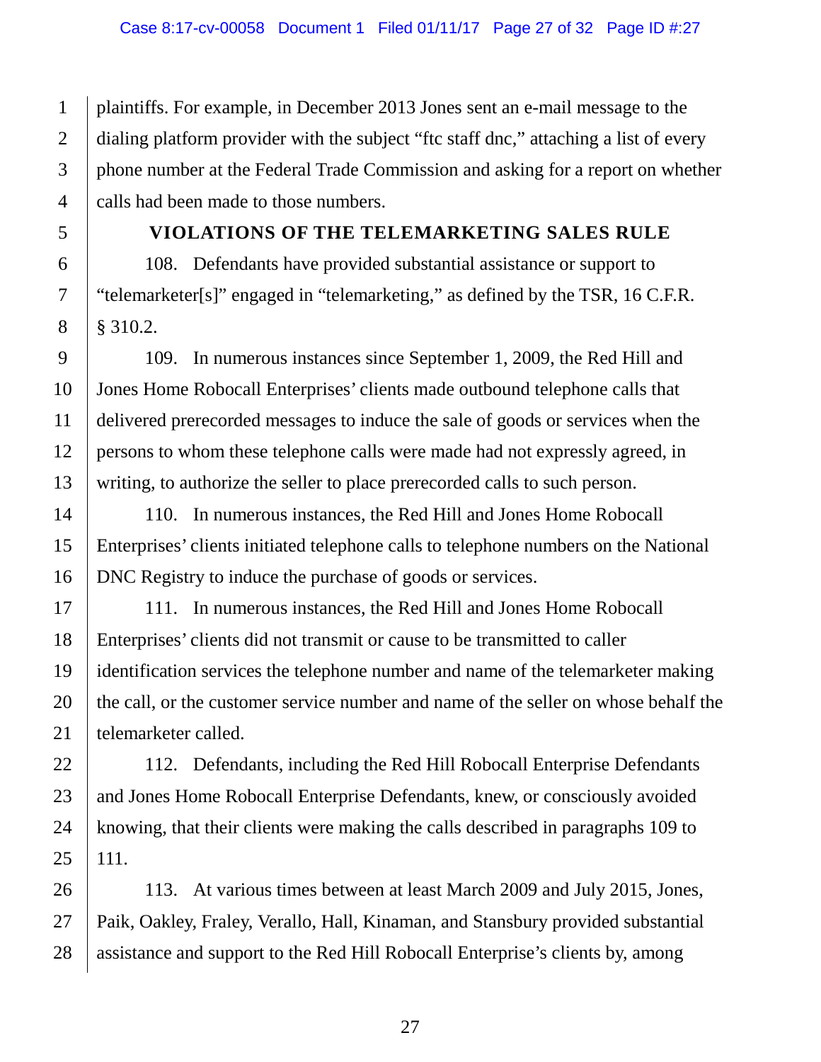plaintiffs. For example, in December 2013 Jones sent an e-mail message to the dialing platform provider with the subject "ftc staff dnc," attaching a list of every phone number at the Federal Trade Commission and asking for a report on whether calls had been made to those numbers.

## VIOLATIONS OF THE TELEMARKETING SALES RULE

108. Defendants have provided substantial assistance or support to "telemarketer[s]" engaged in "telemarketing," as defined by the TSR, 16 C.F.R. § 310.2.

109. In numerous instances since September 1, 2009, the Red Hill and Jones Home Robocall Enterprises' clients made outbound telephone calls that delivered prerecorded messages to induce the sale of goods or services when the persons to whom these telephone calls were made had not expressly agreed, in writing, to authorize the seller to place prerecorded calls to such person.

110. In numerous instances, the Red Hill and Jones Home Robocall Enterprises' clients initiated telephone calls to telephone numbers on the National DNC Registry to induce the purchase of goods or services.

111. In numerous instances, the Red Hill and Jones Home Robocall Enterprises' clients did not transmit or cause to be transmitted to caller identification services the telephone number and name of the telemarketer making the call, or the customer service number and name of the seller on whose behalf the telemarketer called.

112. Defendants, including the Red Hill Robocall Enterprise Defendants and Jones Home Robocall Enterprise Defendants, knew, or consciously avoided knowing, that their clients were making the calls described in paragraphs 109 to 111.

113. At various times between at least March 2009 and July 2015, Jones, Paik, Oakley, Fraley, Verallo, Hall, Kinaman, and Stansbury provided substantial assistance and support to the Red Hill Robocall Enterprise's clients by, among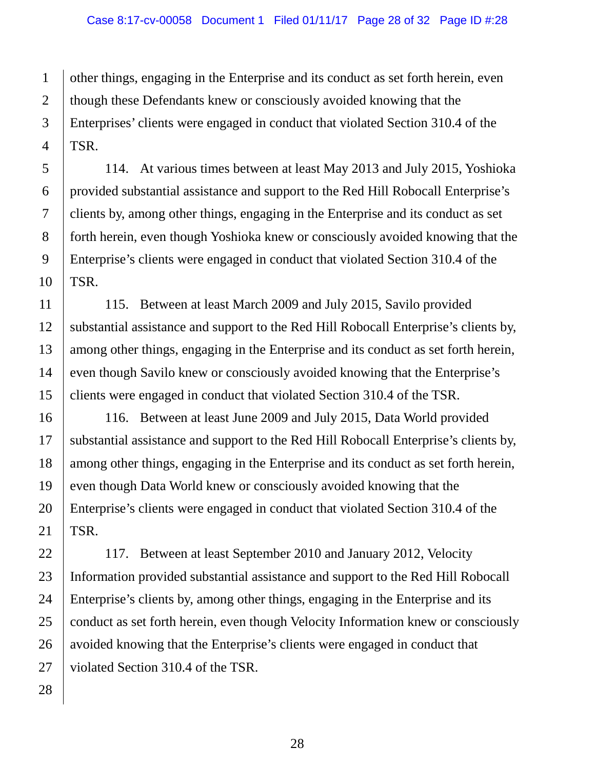other things, engaging in the Enterprise and its conduct as set forth herein, even though these Defendants knew or consciously avoided knowing that the Enterprises' clients were engaged in conduct that violated Section 310.4 of the TSR.

114. At various times between at least May 2013 and July 2015, Yoshioka provided substantial assistance and support to the Red Hill Robocall Enterprise's clients by, among other things, engaging in the Enterprise and its conduct as set forth herein, even though Yoshioka knew or consciously avoided knowing that the Enterprise's clients were engaged in conduct that violated Section 310.4 of the TSR.

115. Between at least March 2009 and July 2015, Savilo provided substantial assistance and support to the Red Hill Robocall Enterprise's clients by, among other things, engaging in the Enterprise and its conduct as set forth herein, even though Savilo knew or consciously avoided knowing that the Enterprise's clients were engaged in conduct that violated Section 310.4 of the TSR.

116. Between at least June 2009 and July 2015, Data World provided substantial assistance and support to the Red Hill Robocall Enterprise's clients by, among other things, engaging in the Enterprise and its conduct as set forth herein, even though Data World knew or consciously avoided knowing that the Enterprise's clients were engaged in conduct that violated Section 310.4 of the TSR.

117. Between at least September 2010 and January 2012, Velocity Information provided substantial assistance and support to the Red Hill Robocall Enterprise's clients by, among other things, engaging in the Enterprise and its conduct as set forth herein, even though Velocity Information knew or consciously avoided knowing that the Enterprise's clients were engaged in conduct that violated Section 310.4 of the TSR.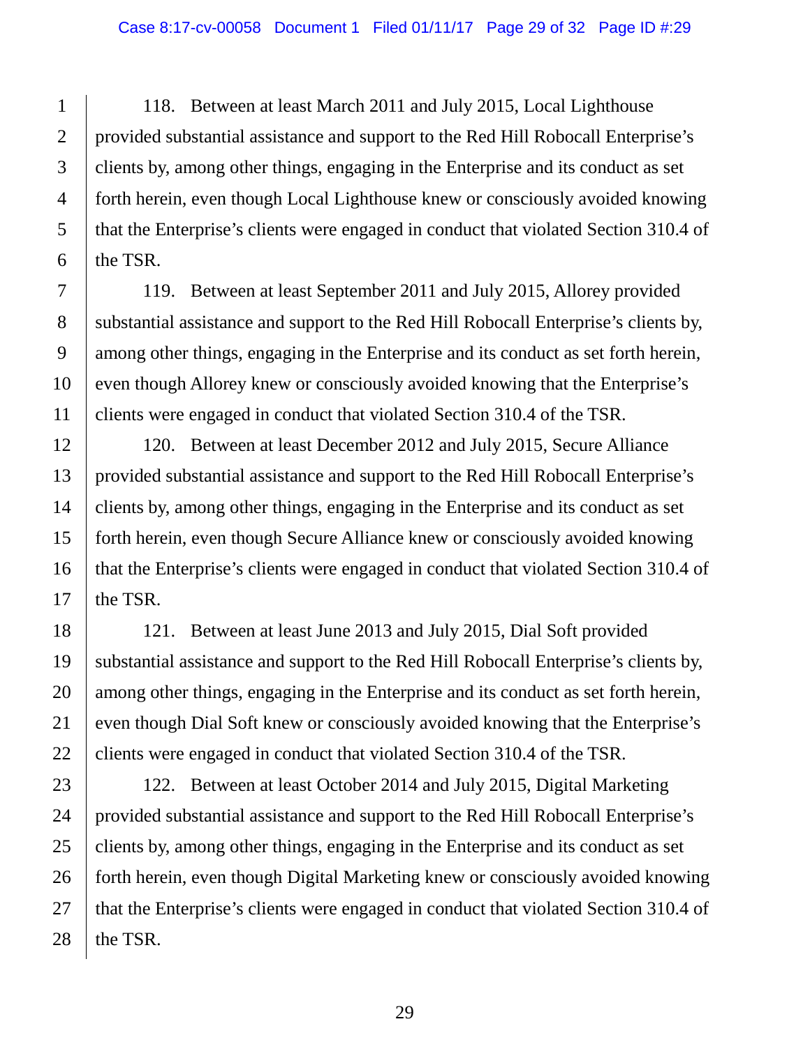118. Between at least March 2011 and July 2015, Local Lighthouse provided substantial assistance and support to the Red Hill Robocall Enterprise's clients by, among other things, engaging in the Enterprise and its conduct as set forth herein, even though Local Lighthouse knew or consciously avoided knowing that the Enterprise's clients were engaged in conduct that violated Section 310.4 of the TSR.

119. Between at least September 2011 and July 2015, Allorey provided substantial assistance and support to the Red Hill Robocall Enterprise's clients by, among other things, engaging in the Enterprise and its conduct as set forth herein, even though Allorey knew or consciously avoided knowing that the Enterprise's clients were engaged in conduct that violated Section 310.4 of the TSR.

120. Between at least December 2012 and July 2015, Secure Alliance provided substantial assistance and support to the Red Hill Robocall Enterprise's clients by, among other things, engaging in the Enterprise and its conduct as set forth herein, even though Secure Alliance knew or consciously avoided knowing that the Enterprise's clients were engaged in conduct that violated Section 310.4 of the TSR.

121. Between at least June 2013 and July 2015, Dial Soft provided substantial assistance and support to the Red Hill Robocall Enterprise's clients by, among other things, engaging in the Enterprise and its conduct as set forth herein, even though Dial Soft knew or consciously avoided knowing that the Enterprise's clients were engaged in conduct that violated Section 310.4 of the TSR.

122. Between at least October 2014 and July 2015, Digital Marketing provided substantial assistance and support to the Red Hill Robocall Enterprise's clients by, among other things, engaging in the Enterprise and its conduct as set forth herein, even though Digital Marketing knew or consciously avoided knowing that the Enterprise's clients were engaged in conduct that violated Section 310.4 of the TSR.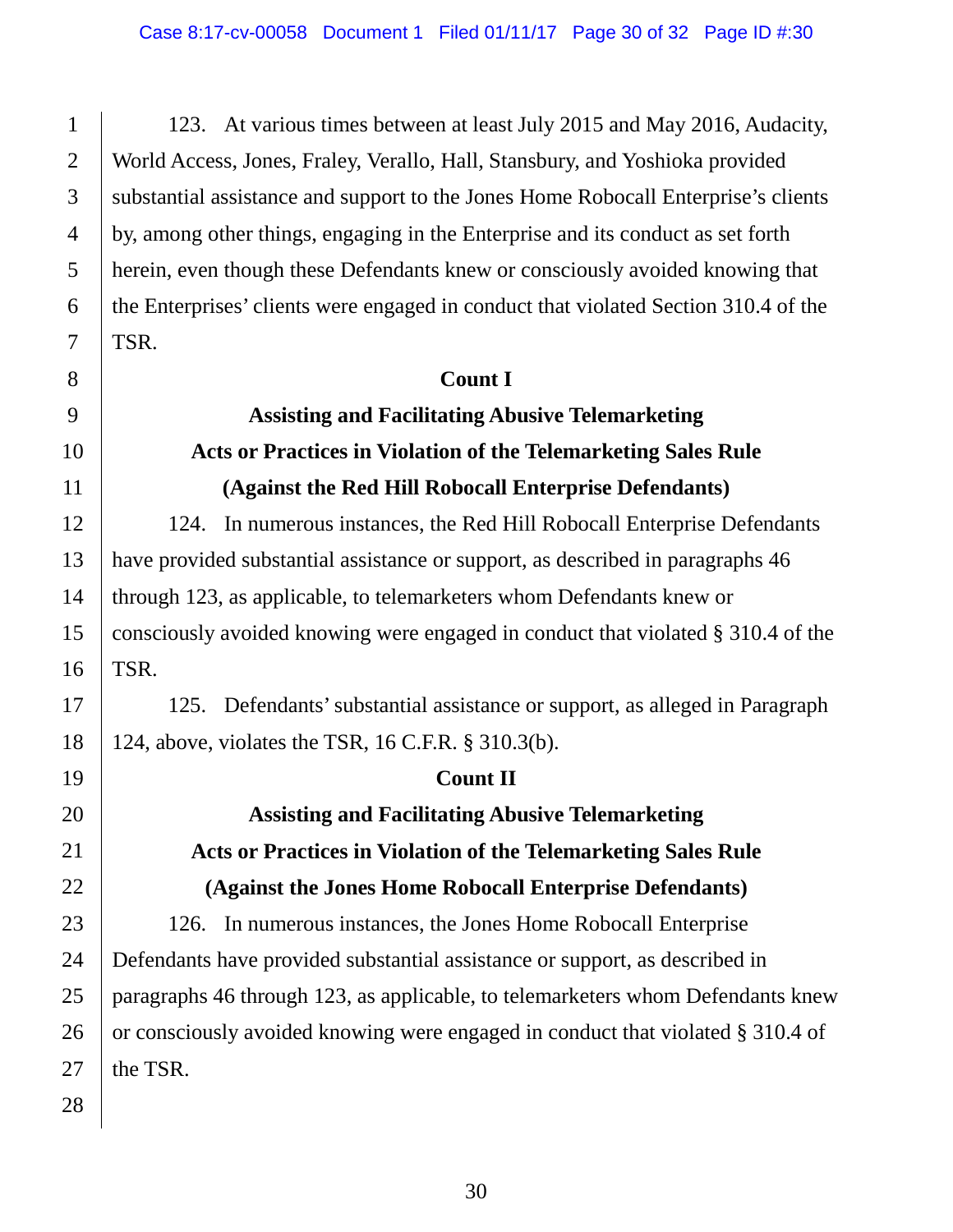123. At various times between at least July 2015 and May 2016, Audacity, World Access, Jones, Fraley, Verallo, Hall, Stansbury, and Yoshioka provided substantial assistance and support to the Jones Home Robocall Enterprise's clients by, among other things, engaging in the Enterprise and its conduct as set forth herein, even though these Defendants knew or consciously avoided knowing that the Enterprises' clients were engaged in conduct that violated Section 310.4 of the TSR.

**Count I**

**Assisting and Facilitating Abusive Telemarketing Acts or Practices in Violation of the Telemarketing Sales Rule (Against the Red Hill Robocall Enterprise Defendants)**

124. In numerous instances, the Red Hill Robocall Enterprise Defendants have provided substantial assistance or support, as described in paragraphs 46 through 123, as applicable, to telemarketers whom Defendants knew or consciously avoided knowing were engaged in conduct that violated § 310.4 of the TSR.

125. Defendants' substantial assistance or support, as alleged in Paragraph 124, above, violates the TSR, 16 C.F.R. § 310.3(b).

**Count II**

**Assisting and Facilitating Abusive Telemarketing Acts or Practices in Violation of the Telemarketing Sales Rule (Against the Jones Home Robocall Enterprise Defendants)**

126. In numerous instances, the Jones Home Robocall Enterprise Defendants have provided substantial assistance or support, as described in paragraphs 46 through 123, as applicable, to telemarketers whom Defendants knew or consciously avoided knowing were engaged in conduct that violated § 310.4 of the TSR.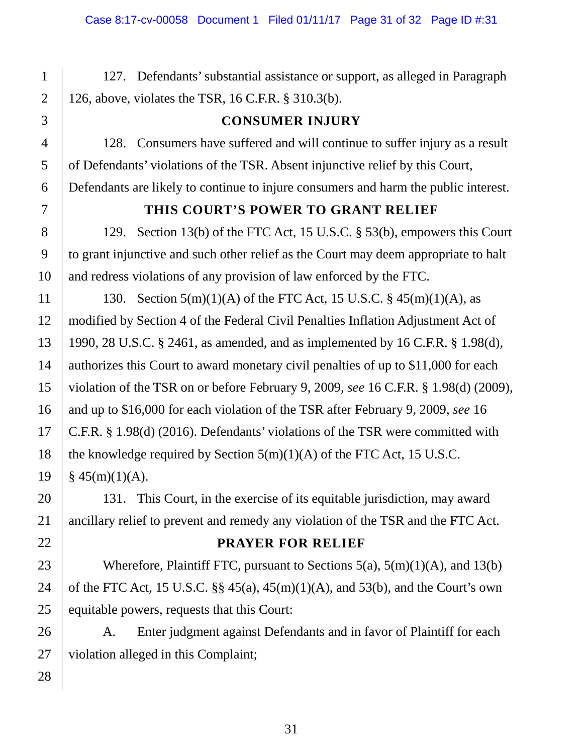127. Defendants' substantial assistance or support, as alleged in Paragraph 126, above, violates the TSR, 16 C.F.R. § 310.3(b).

## CONSUMER INJURY

128. Consumers have suffered and will continue to suffer injury as a result of Defendants' violations of the TSR. Absent injunctive relief by this Court, Defendants are likely to continue to injure consumers and harm the public interest.

## THIS COURT'S POWER TO GRANT RELIEF

129. Section 13(b) of the FTC Act, 15 U.S.C. § 53(b), empowers this Court to grant injunctive and such other relief as the Court may deem appropriate to halt and redress violations of any provision of law enforced by the FTC.

130. Section 5(m)(1)(A) of the FTC Act, 15 U.S.C. § 45(m)(1)(A), as modified by Section 4 of the Federal Civil Penalties Inflation Adjustment Act of 1990, 28 U.S.C. § 2461, as amended, and as implemented by 16 C.F.R. § 1.98(d), authorizes this Court to award monetary civil penalties of up to $11,000 for each violation of the TSR on or before February 9, 2009, *see* 16 C.F.R. § 1.98(d) (2009), and up to $16,000 for each violation of the TSR after February 9, 2009, *see* 16 C.F.R. § 1.98(d) (2016). Defendants' violations of the TSR were committed with the knowledge required by Section 5(m)(1)(A) of the FTC Act, 15 U.S.C. § 45(m)(1)(A).

131. This Court, in the exercise of its equitable jurisdiction, may award ancillary relief to prevent and remedy any violation of the TSR and the FTC Act.

## PRAYER FOR RELIEF

Wherefore, Plaintiff FTC, pursuant to Sections 5(a), 5(m)(1)(A), and 13(b) of the FTC Act, 15 U.S.C. §§ 45(a), 45(m)(1)(A), and 53(b), and the Court's own equitable powers, requests that this Court:

A. Enter judgment against Defendants and in favor of Plaintiff for each violation alleged in this Complaint;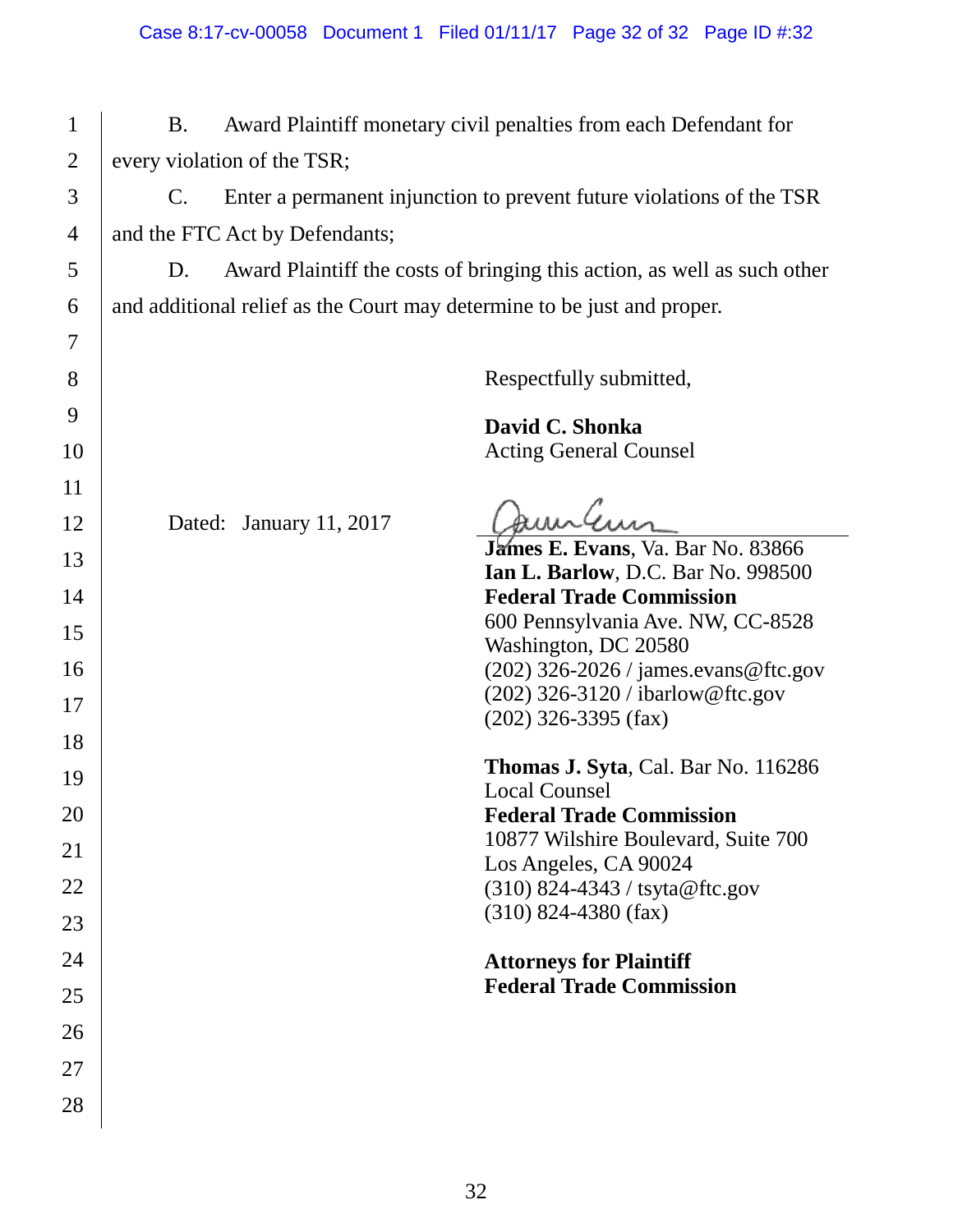B. Award Plaintiff monetary civil penalties from each Defendant for every violation of the TSR;

C. Enter a permanent injunction to prevent future violations of the TSR and the FTC Act by Defendants;

D. Award Plaintiff the costs of bringing this action, as well as such other and additional relief as the Court may determine to be just and proper.

Respectfully submitted,

**David C. Shonka**
Acting General Counsel

Dated: January 11, 2017

**James E. Evans**, Va. Bar No. 83866
**Ian L. Barlow**, D.C. Bar No. 998500
**Federal Trade Commission**
600 Pennsylvania Ave. NW, CC-8528
Washington, DC 20580
(202) 326-2026 / james.evans@ftc.gov
(202) 326-3120 / ibarlow@ftc.gov
(202) 326-3395 (fax)

**Thomas J. Syta**, Cal. Bar No. 116286
Local Counsel
**Federal Trade Commission**
10877 Wilshire Boulevard, Suite 700
Los Angeles, CA 90024
(310) 824-4343 / tsyta@ftc.gov
(310) 824-4380 (fax)

**Attorneys for Plaintiff**
**Federal Trade Commission**